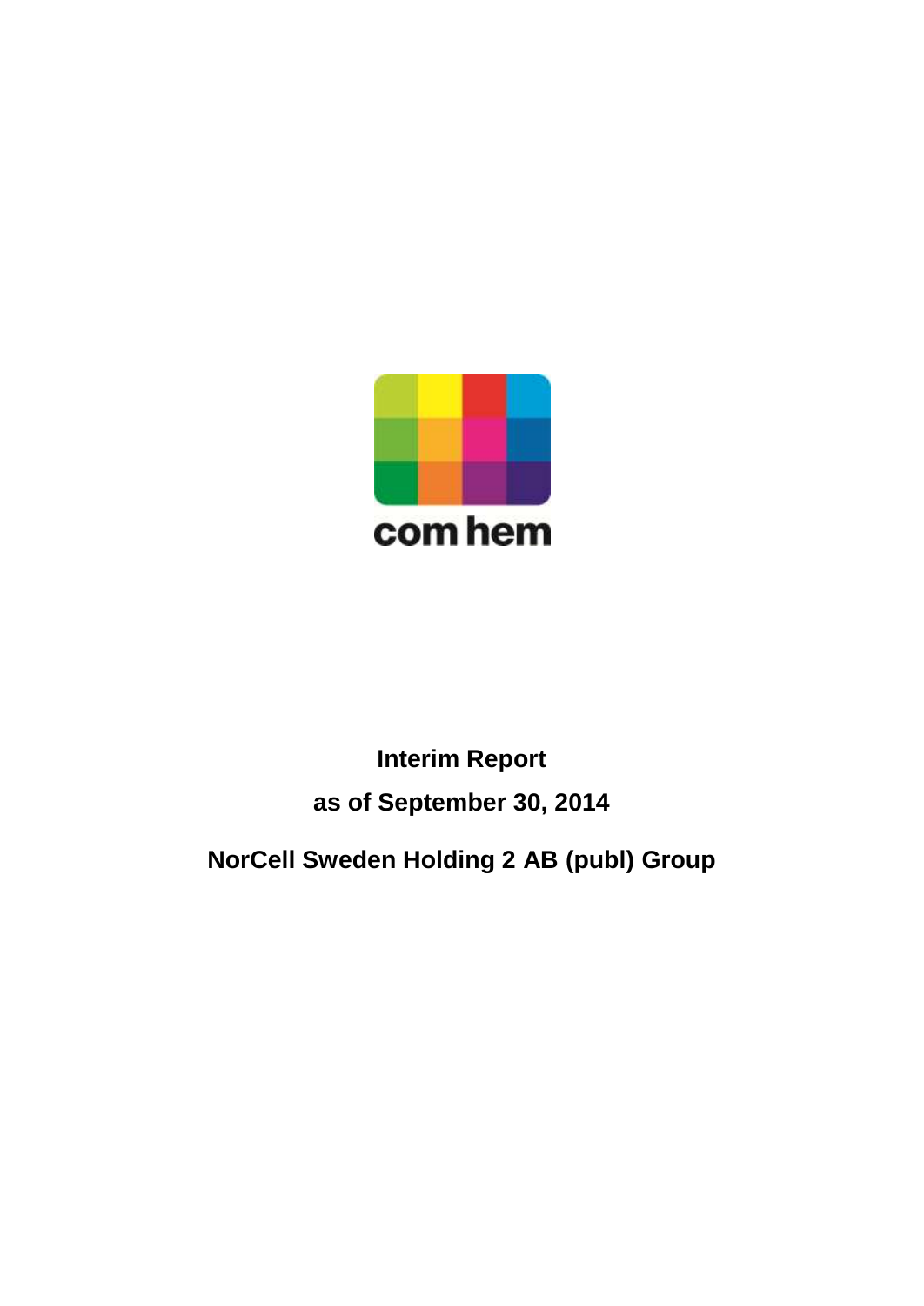com hem

# Interim Report

## as of September 30, 2014

## NorCell Sweden Holding 2 AB (publ) Group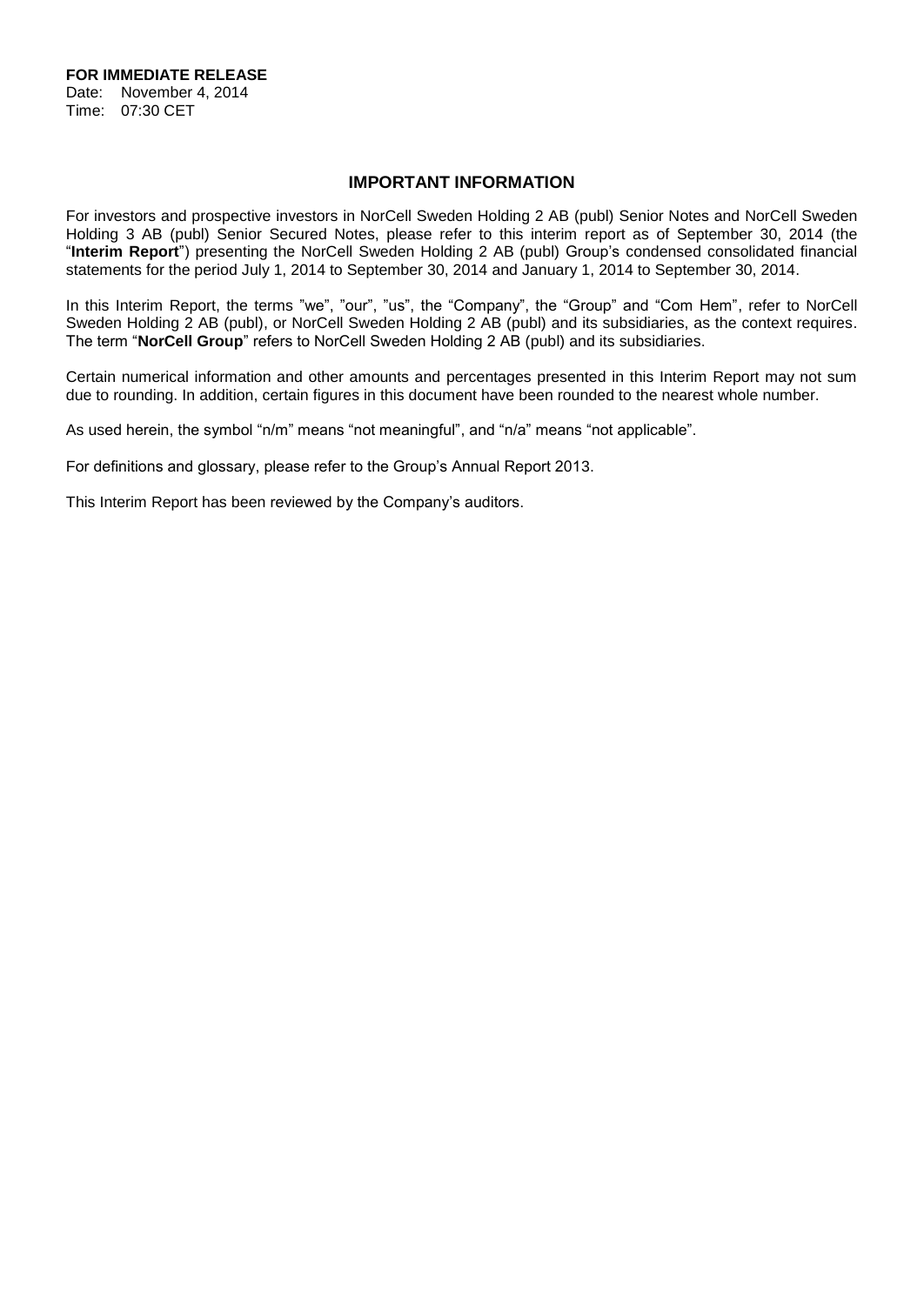**FOR IMMEDIATE RELEASE**
Date: November 4, 2014
Time: 07:30 CET

## IMPORTANT INFORMATION

For investors and prospective investors in NorCell Sweden Holding 2 AB (publ) Senior Notes and NorCell Sweden Holding 3 AB (publ) Senior Secured Notes, please refer to this interim report as of September 30, 2014 (the "**Interim Report**") presenting the NorCell Sweden Holding 2 AB (publ) Group's condensed consolidated financial statements for the period July 1, 2014 to September 30, 2014 and January 1, 2014 to September 30, 2014.

In this Interim Report, the terms "we", "our", "us", the "Company", the "Group" and "Com Hem", refer to NorCell Sweden Holding 2 AB (publ), or NorCell Sweden Holding 2 AB (publ) and its subsidiaries, as the context requires. The term "**NorCell Group**" refers to NorCell Sweden Holding 2 AB (publ) and its subsidiaries.

Certain numerical information and other amounts and percentages presented in this Interim Report may not sum due to rounding. In addition, certain figures in this document have been rounded to the nearest whole number.

As used herein, the symbol "n/m" means "not meaningful", and "n/a" means "not applicable".

For definitions and glossary, please refer to the Group's Annual Report 2013.

This Interim Report has been reviewed by the Company's auditors.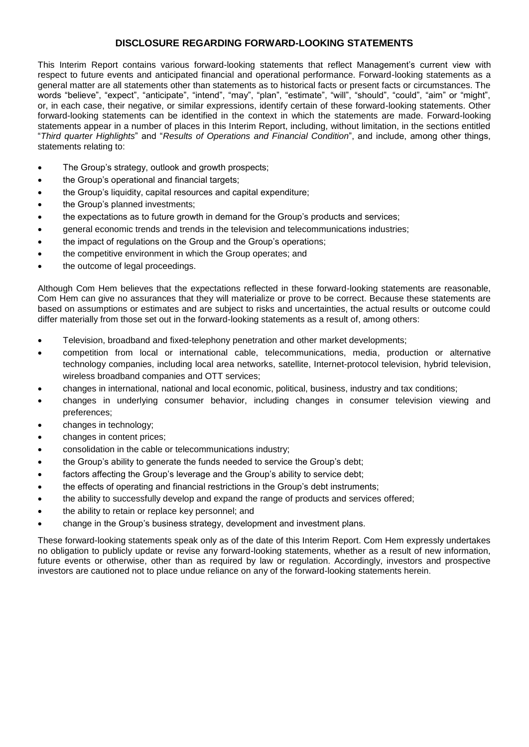## DISCLOSURE REGARDING FORWARD-LOOKING STATEMENTS

This Interim Report contains various forward-looking statements that reflect Management's current view with respect to future events and anticipated financial and operational performance. Forward-looking statements as a general matter are all statements other than statements as to historical facts or present facts or circumstances. The words "believe", "expect", "anticipate", "intend", "may", "plan", "estimate", "will", "should", "could", "aim" or "might", or, in each case, their negative, or similar expressions, identify certain of these forward-looking statements. Other forward-looking statements can be identified in the context in which the statements are made. Forward-looking statements appear in a number of places in this Interim Report, including, without limitation, in the sections entitled "*Third quarter Highlights*" and "*Results of Operations and Financial Condition*", and include, among other things, statements relating to:

- The Group's strategy, outlook and growth prospects;
- the Group's operational and financial targets;
- the Group's liquidity, capital resources and capital expenditure;
- the Group's planned investments;
- the expectations as to future growth in demand for the Group's products and services;
- general economic trends and trends in the television and telecommunications industries;
- the impact of regulations on the Group and the Group's operations;
- the competitive environment in which the Group operates; and
- the outcome of legal proceedings.

Although Com Hem believes that the expectations reflected in these forward-looking statements are reasonable, Com Hem can give no assurances that they will materialize or prove to be correct. Because these statements are based on assumptions or estimates and are subject to risks and uncertainties, the actual results or outcome could differ materially from those set out in the forward-looking statements as a result of, among others:

- Television, broadband and fixed-telephony penetration and other market developments;
- competition from local or international cable, telecommunications, media, production or alternative technology companies, including local area networks, satellite, Internet-protocol television, hybrid television, wireless broadband companies and OTT services;
- changes in international, national and local economic, political, business, industry and tax conditions;
- changes in underlying consumer behavior, including changes in consumer television viewing and preferences;
- changes in technology;
- changes in content prices;
- consolidation in the cable or telecommunications industry;
- the Group's ability to generate the funds needed to service the Group's debt;
- factors affecting the Group's leverage and the Group's ability to service debt;
- the effects of operating and financial restrictions in the Group's debt instruments;
- the ability to successfully develop and expand the range of products and services offered;
- the ability to retain or replace key personnel; and
- change in the Group's business strategy, development and investment plans.

These forward-looking statements speak only as of the date of this Interim Report. Com Hem expressly undertakes no obligation to publicly update or revise any forward-looking statements, whether as a result of new information, future events or otherwise, other than as required by law or regulation. Accordingly, investors and prospective investors are cautioned not to place undue reliance on any of the forward-looking statements herein.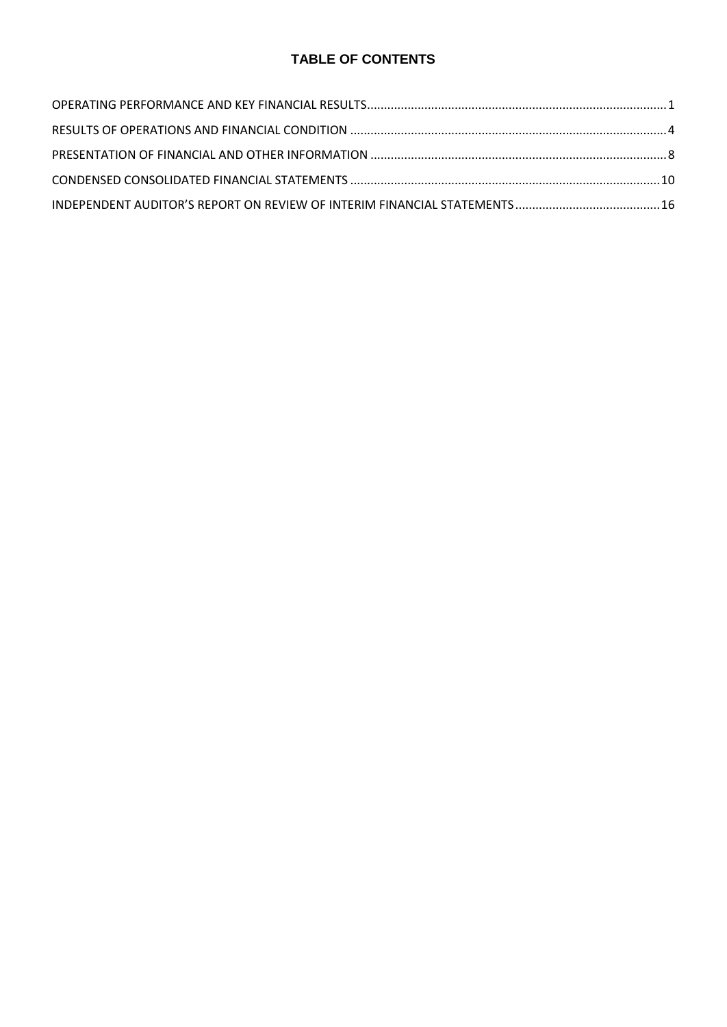# TABLE OF CONTENTS

OPERATING PERFORMANCE AND KEY FINANCIAL RESULTS....................................................................................1

RESULTS OF OPERATIONS AND FINANCIAL CONDITION ...............................................................................4

PRESENTATION OF FINANCIAL AND OTHER INFORMATION .........................................................................8

CONDENSED CONSOLIDATED FINANCIAL STATEMENTS ..............................................................................10

INDEPENDENT AUDITOR'S REPORT ON REVIEW OF INTERIM FINANCIAL STATEMENTS ...........................16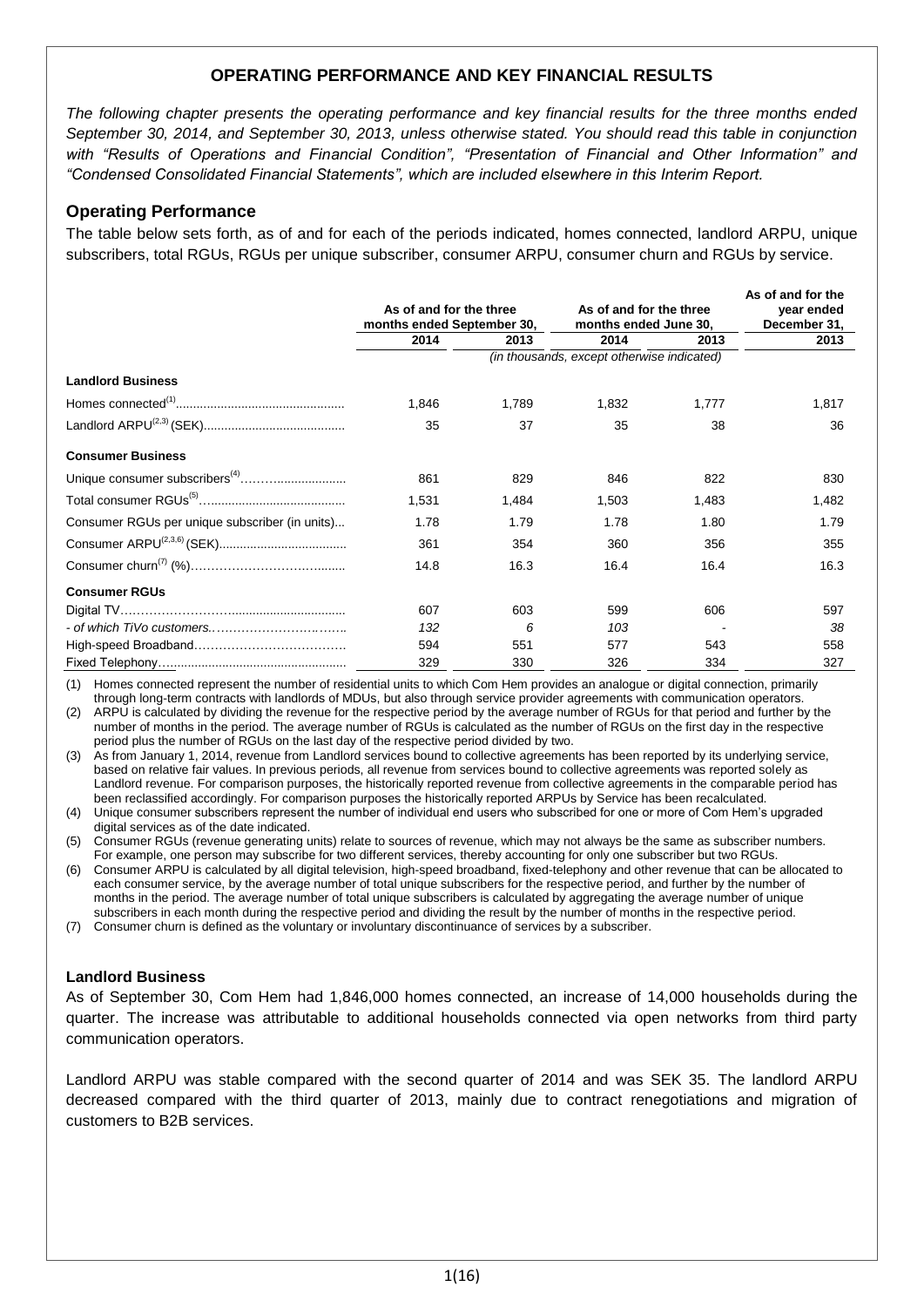## OPERATING PERFORMANCE AND KEY FINANCIAL RESULTS

*The following chapter presents the operating performance and key financial results for the three months ended September 30, 2014, and September 30, 2013, unless otherwise stated. You should read this table in conjunction with "Results of Operations and Financial Condition", "Presentation of Financial and Other Information" and "Condensed Consolidated Financial Statements", which are included elsewhere in this Interim Report.*

### Operating Performance

The table below sets forth, as of and for each of the periods indicated, homes connected, landlord ARPU, unique subscribers, total RGUs, RGUs per unique subscriber, consumer ARPU, consumer churn and RGUs by service.

| | As of and for the three months ended September 30, | | As of and for the three months ended June 30, | | As of and for the year ended December 31, |
|---|---|---|---|---|---|
| | 2014 | 2013 | 2014 | 2013 | 2013 |
| | *(in thousands, except otherwise indicated)* | | | | |
| **Landlord Business** | | | | | |
| Homes connected[(1)] | 1,846 | 1,789 | 1,832 | 1,777 | 1,817 |
| Landlord ARPU[(2,3)] (SEK) | 35 | 37 | 35 | 38 | 36 |
| **Consumer Business** | | | | | |
| Unique consumer subscribers[(4)] | 861 | 829 | 846 | 822 | 830 |
| Total consumer RGUs[(5)] | 1,531 | 1,484 | 1,503 | 1,483 | 1,482 |
| Consumer RGUs per unique subscriber (in units) | 1.78 | 1.79 | 1.78 | 1.80 | 1.79 |
| Consumer ARPU[(2,3,6)] (SEK) | 361 | 354 | 360 | 356 | 355 |
| Consumer churn[(7)] (%) | 14.8 | 16.3 | 16.4 | 16.4 | 16.3 |
| **Consumer RGUs** | | | | | |
| Digital TV | 607 | 603 | 599 | 606 | 597 |
| *- of which TiVo customers.* | *132* | *6* | *103* | - | *38* |
| High-speed Broadband | 594 | 551 | 577 | 543 | 558 |
| Fixed Telephony | 329 | 330 | 326 | 334 | 327 |

(1) Homes connected represent the number of residential units to which Com Hem provides an analogue or digital connection, primarily through long-term contracts with landlords of MDUs, but also through service provider agreements with communication operators.

(2) ARPU is calculated by dividing the revenue for the respective period by the average number of RGUs for that period and further by the number of months in the period. The average number of RGUs is calculated as the number of RGUs on the first day in the respective period plus the number of RGUs on the last day of the respective period divided by two.

(3) As from January 1, 2014, revenue from Landlord services bound to collective agreements has been reported by its underlying service, based on relative fair values. In previous periods, all revenue from services bound to collective agreements was reported solely as Landlord revenue. For comparison purposes, the historically reported revenue from collective agreements in the comparable period has been reclassified accordingly. For comparison purposes the historically reported ARPUs by Service has been recalculated.

(4) Unique consumer subscribers represent the number of individual end users who subscribed for one or more of Com Hem's upgraded digital services as of the date indicated.

(5) Consumer RGUs (revenue generating units) relate to sources of revenue, which may not always be the same as subscriber numbers. For example, one person may subscribe for two different services, thereby accounting for only one subscriber but two RGUs.

(6) Consumer ARPU is calculated by all digital television, high-speed broadband, fixed-telephony and other revenue that can be allocated to each consumer service, by the average number of total unique subscribers for the respective period, and further by the number of months in the period. The average number of total unique subscribers is calculated by aggregating the average number of unique subscribers in each month during the respective period and dividing the result by the number of months in the respective period.

(7) Consumer churn is defined as the voluntary or involuntary discontinuance of services by a subscriber.

#### Landlord Business

As of September 30, Com Hem had 1,846,000 homes connected, an increase of 14,000 households during the quarter. The increase was attributable to additional households connected via open networks from third party communication operators.

Landlord ARPU was stable compared with the second quarter of 2014 and was SEK 35. The landlord ARPU decreased compared with the third quarter of 2013, mainly due to contract renegotiations and migration of customers to B2B services.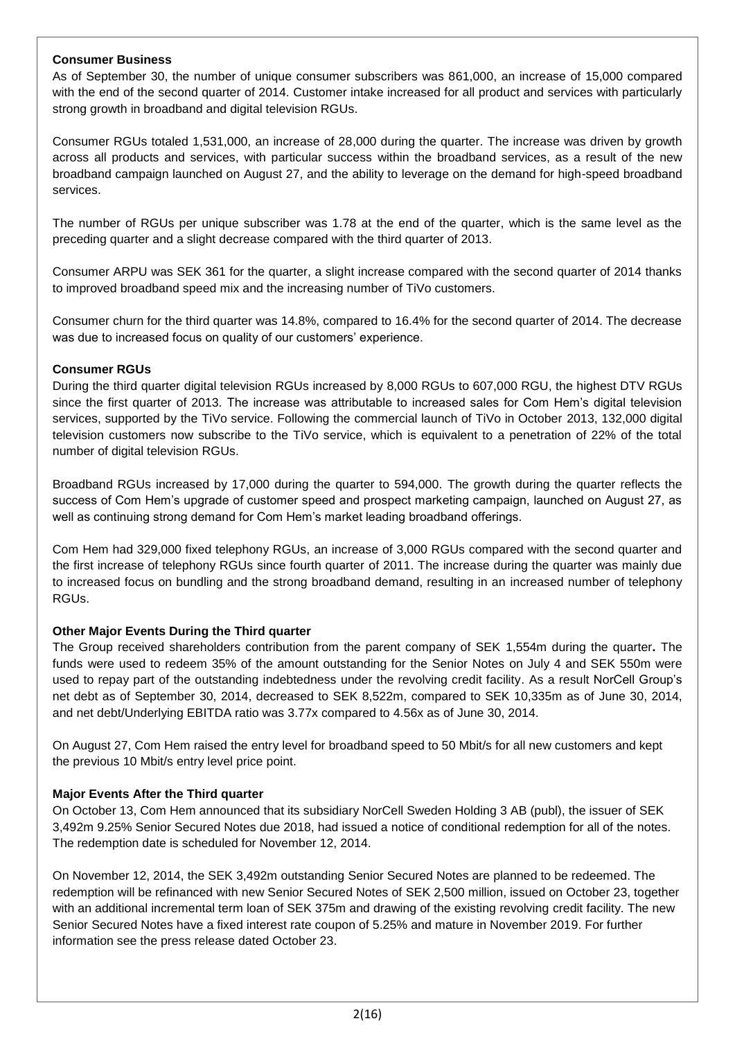**Consumer Business**

As of September 30, the number of unique consumer subscribers was 861,000, an increase of 15,000 compared with the end of the second quarter of 2014. Customer intake increased for all product and services with particularly strong growth in broadband and digital television RGUs.

Consumer RGUs totaled 1,531,000, an increase of 28,000 during the quarter. The increase was driven by growth across all products and services, with particular success within the broadband services, as a result of the new broadband campaign launched on August 27, and the ability to leverage on the demand for high-speed broadband services.

The number of RGUs per unique subscriber was 1.78 at the end of the quarter, which is the same level as the preceding quarter and a slight decrease compared with the third quarter of 2013.

Consumer ARPU was SEK 361 for the quarter, a slight increase compared with the second quarter of 2014 thanks to improved broadband speed mix and the increasing number of TiVo customers.

Consumer churn for the third quarter was 14.8%, compared to 16.4% for the second quarter of 2014. The decrease was due to increased focus on quality of our customers' experience.

**Consumer RGUs**

During the third quarter digital television RGUs increased by 8,000 RGUs to 607,000 RGU, the highest DTV RGUs since the first quarter of 2013. The increase was attributable to increased sales for Com Hem's digital television services, supported by the TiVo service. Following the commercial launch of TiVo in October 2013, 132,000 digital television customers now subscribe to the TiVo service, which is equivalent to a penetration of 22% of the total number of digital television RGUs.

Broadband RGUs increased by 17,000 during the quarter to 594,000. The growth during the quarter reflects the success of Com Hem's upgrade of customer speed and prospect marketing campaign, launched on August 27, as well as continuing strong demand for Com Hem's market leading broadband offerings.

Com Hem had 329,000 fixed telephony RGUs, an increase of 3,000 RGUs compared with the second quarter and the first increase of telephony RGUs since fourth quarter of 2011. The increase during the quarter was mainly due to increased focus on bundling and the strong broadband demand, resulting in an increased number of telephony RGUs.

**Other Major Events During the Third quarter**

The Group received shareholders contribution from the parent company of SEK 1,554m during the quarter**.** The funds were used to redeem 35% of the amount outstanding for the Senior Notes on July 4 and SEK 550m were used to repay part of the outstanding indebtedness under the revolving credit facility. As a result NorCell Group's net debt as of September 30, 2014, decreased to SEK 8,522m, compared to SEK 10,335m as of June 30, 2014, and net debt/Underlying EBITDA ratio was 3.77x compared to 4.56x as of June 30, 2014.

On August 27, Com Hem raised the entry level for broadband speed to 50 Mbit/s for all new customers and kept the previous 10 Mbit/s entry level price point.

**Major Events After the Third quarter**

On October 13, Com Hem announced that its subsidiary NorCell Sweden Holding 3 AB (publ), the issuer of SEK 3,492m 9.25% Senior Secured Notes due 2018, had issued a notice of conditional redemption for all of the notes. The redemption date is scheduled for November 12, 2014.

On November 12, 2014, the SEK 3,492m outstanding Senior Secured Notes are planned to be redeemed. The redemption will be refinanced with new Senior Secured Notes of SEK 2,500 million, issued on October 23, together with an additional incremental term loan of SEK 375m and drawing of the existing revolving credit facility. The new Senior Secured Notes have a fixed interest rate coupon of 5.25% and mature in November 2019. For further information see the press release dated October 23.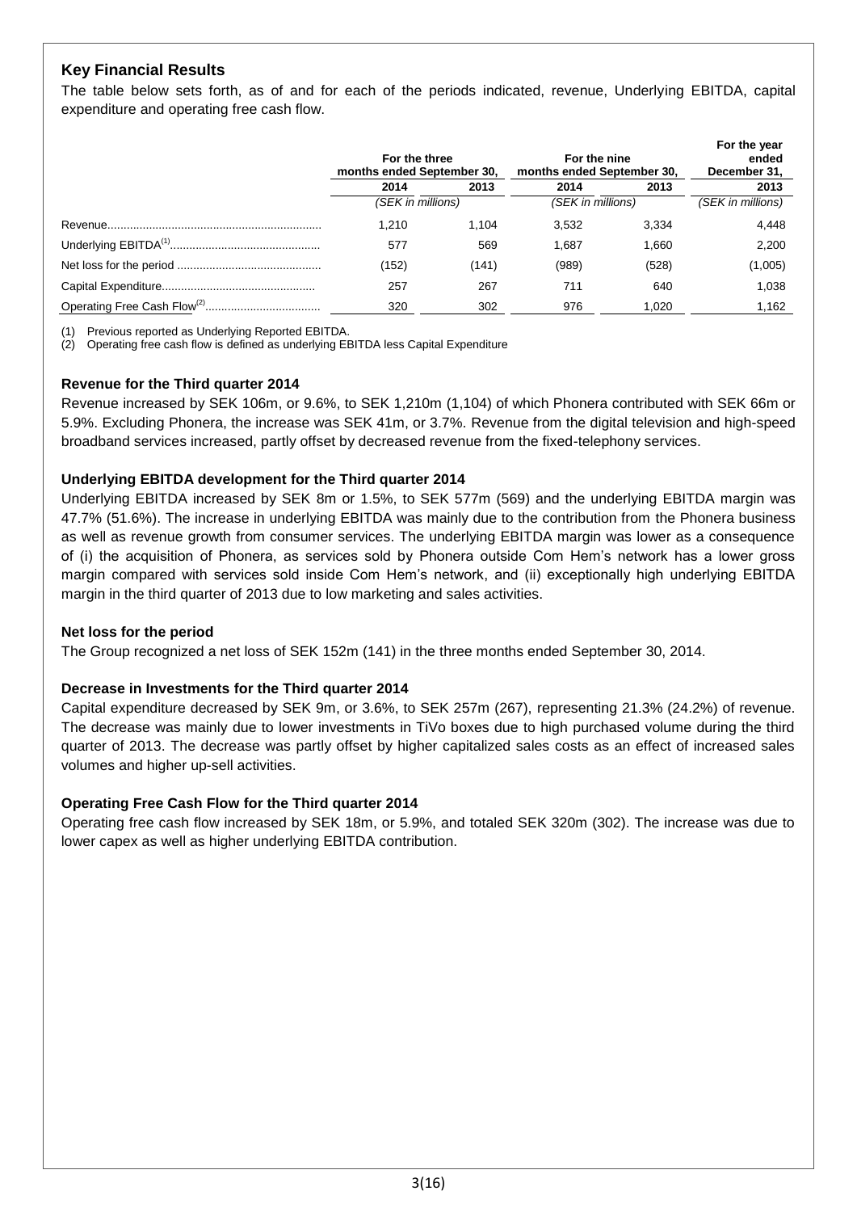## Key Financial Results

The table below sets forth, as of and for each of the periods indicated, revenue, Underlying EBITDA, capital expenditure and operating free cash flow.

| | For the three months ended September 30, | | For the nine months ended September 30, | | For the year ended December 31, |
|---|---|---|---|---|---|
| | 2014 | 2013 | 2014 | 2013 | 2013 |
| | (SEK in millions) | | (SEK in millions) | | (SEK in millions) |
| Revenue | 1,210 | 1,104 | 3,532 | 3,334 | 4,448 |
| Underlying EBITDA[(1)] | 577 | 569 | 1,687 | 1,660 | 2,200 |
| Net loss for the period | (152) | (141) | (989) | (528) | (1,005) |
| Capital Expenditure | 257 | 267 | 711 | 640 | 1,038 |
| Operating Free Cash Flow[(2)] | 320 | 302 | 976 | 1,020 | 1,162 |

(1) Previous reported as Underlying Reported EBITDA.
(2) Operating free cash flow is defined as underlying EBITDA less Capital Expenditure

### Revenue for the Third quarter 2014

Revenue increased by SEK 106m, or 9.6%, to SEK 1,210m (1,104) of which Phonera contributed with SEK 66m or 5.9%. Excluding Phonera, the increase was SEK 41m, or 3.7%. Revenue from the digital television and high-speed broadband services increased, partly offset by decreased revenue from the fixed-telephony services.

### Underlying EBITDA development for the Third quarter 2014

Underlying EBITDA increased by SEK 8m or 1.5%, to SEK 577m (569) and the underlying EBITDA margin was 47.7% (51.6%). The increase in underlying EBITDA was mainly due to the contribution from the Phonera business as well as revenue growth from consumer services. The underlying EBITDA margin was lower as a consequence of (i) the acquisition of Phonera, as services sold by Phonera outside Com Hem's network has a lower gross margin compared with services sold inside Com Hem's network, and (ii) exceptionally high underlying EBITDA margin in the third quarter of 2013 due to low marketing and sales activities.

### Net loss for the period

The Group recognized a net loss of SEK 152m (141) in the three months ended September 30, 2014.

### Decrease in Investments for the Third quarter 2014

Capital expenditure decreased by SEK 9m, or 3.6%, to SEK 257m (267), representing 21.3% (24.2%) of revenue. The decrease was mainly due to lower investments in TiVo boxes due to high purchased volume during the third quarter of 2013. The decrease was partly offset by higher capitalized sales costs as an effect of increased sales volumes and higher up-sell activities.

### Operating Free Cash Flow for the Third quarter 2014

Operating free cash flow increased by SEK 18m, or 5.9%, and totaled SEK 320m (302). The increase was due to lower capex as well as higher underlying EBITDA contribution.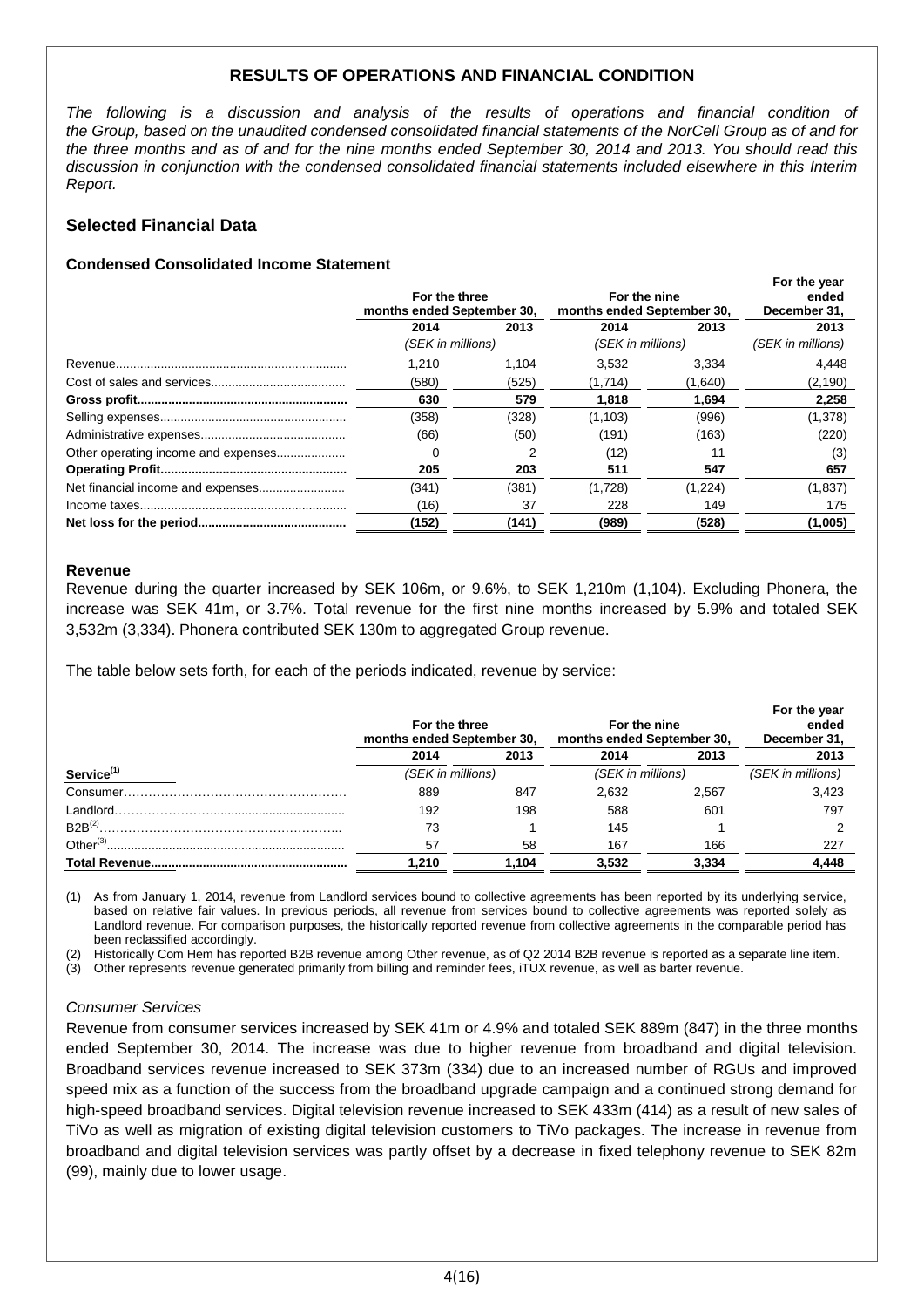## RESULTS OF OPERATIONS AND FINANCIAL CONDITION

*The following is a discussion and analysis of the results of operations and financial condition of the Group, based on the unaudited condensed consolidated financial statements of the NorCell Group as of and for the three months and as of and for the nine months ended September 30, 2014 and 2013. You should read this discussion in conjunction with the condensed consolidated financial statements included elsewhere in this Interim Report.*

### Selected Financial Data

#### Condensed Consolidated Income Statement

| | For the three months ended September 30, | | For the nine months ended September 30, | | For the year ended December 31, |
|---|---|---|---|---|---|
| | 2014 | 2013 | 2014 | 2013 | 2013 |
| | *(SEK in millions)* | | *(SEK in millions)* | | *(SEK in millions)* |
| Revenue | 1,210 | 1,104 | 3,532 | 3,334 | 4,448 |
| Cost of sales and services | (580) | (525) | (1,714) | (1,640) | (2,190) |
| **Gross profit** | **630** | **579** | **1,818** | **1,694** | **2,258** |
| Selling expenses | (358) | (328) | (1,103) | (996) | (1,378) |
| Administrative expenses | (66) | (50) | (191) | (163) | (220) |
| Other operating income and expenses | 0 | 2 | (12) | 11 | (3) |
| **Operating Profit** | **205** | **203** | **511** | **547** | **657** |
| Net financial income and expenses | (341) | (381) | (1,728) | (1,224) | (1,837) |
| Income taxes | (16) | 37 | 228 | 149 | 175 |
| **Net loss for the period** | **(152)** | **(141)** | **(989)** | **(528)** | **(1,005)** |

#### Revenue

Revenue during the quarter increased by SEK 106m, or 9.6%, to SEK 1,210m (1,104). Excluding Phonera, the increase was SEK 41m, or 3.7%. Total revenue for the first nine months increased by 5.9% and totaled SEK 3,532m (3,334). Phonera contributed SEK 130m to aggregated Group revenue.

The table below sets forth, for each of the periods indicated, revenue by service:

| | For the three months ended September 30, | | For the nine months ended September 30, | | For the year ended December 31, |
|---|---|---|---|---|---|
| | 2014 | 2013 | 2014 | 2013 | 2013 |
| **Service[(1)]** | *(SEK in millions)* | | *(SEK in millions)* | | *(SEK in millions)* |
| Consumer | 889 | 847 | 2,632 | 2,567 | 3,423 |
| Landlord | 192 | 198 | 588 | 601 | 797 |
| B2B[(2)] | 73 | 1 | 145 | 1 | 2 |
| Other[(3)] | 57 | 58 | 167 | 166 | 227 |
| **Total Revenue** | **1,210** | **1,104** | **3,532** | **3,334** | **4,448** |

(1) As from January 1, 2014, revenue from Landlord services bound to collective agreements has been reported by its underlying service, based on relative fair values. In previous periods, all revenue from services bound to collective agreements was reported solely as Landlord revenue. For comparison purposes, the historically reported revenue from collective agreements in the comparable period has been reclassified accordingly.

(2) Historically Com Hem has reported B2B revenue among Other revenue, as of Q2 2014 B2B revenue is reported as a separate line item.

(3) Other represents revenue generated primarily from billing and reminder fees, iTUX revenue, as well as barter revenue.

*Consumer Services*

Revenue from consumer services increased by SEK 41m or 4.9% and totaled SEK 889m (847) in the three months ended September 30, 2014. The increase was due to higher revenue from broadband and digital television. Broadband services revenue increased to SEK 373m (334) due to an increased number of RGUs and improved speed mix as a function of the success from the broadband upgrade campaign and a continued strong demand for high-speed broadband services. Digital television revenue increased to SEK 433m (414) as a result of new sales of TiVo as well as migration of existing digital television customers to TiVo packages. The increase in revenue from broadband and digital television services was partly offset by a decrease in fixed telephony revenue to SEK 82m (99), mainly due to lower usage.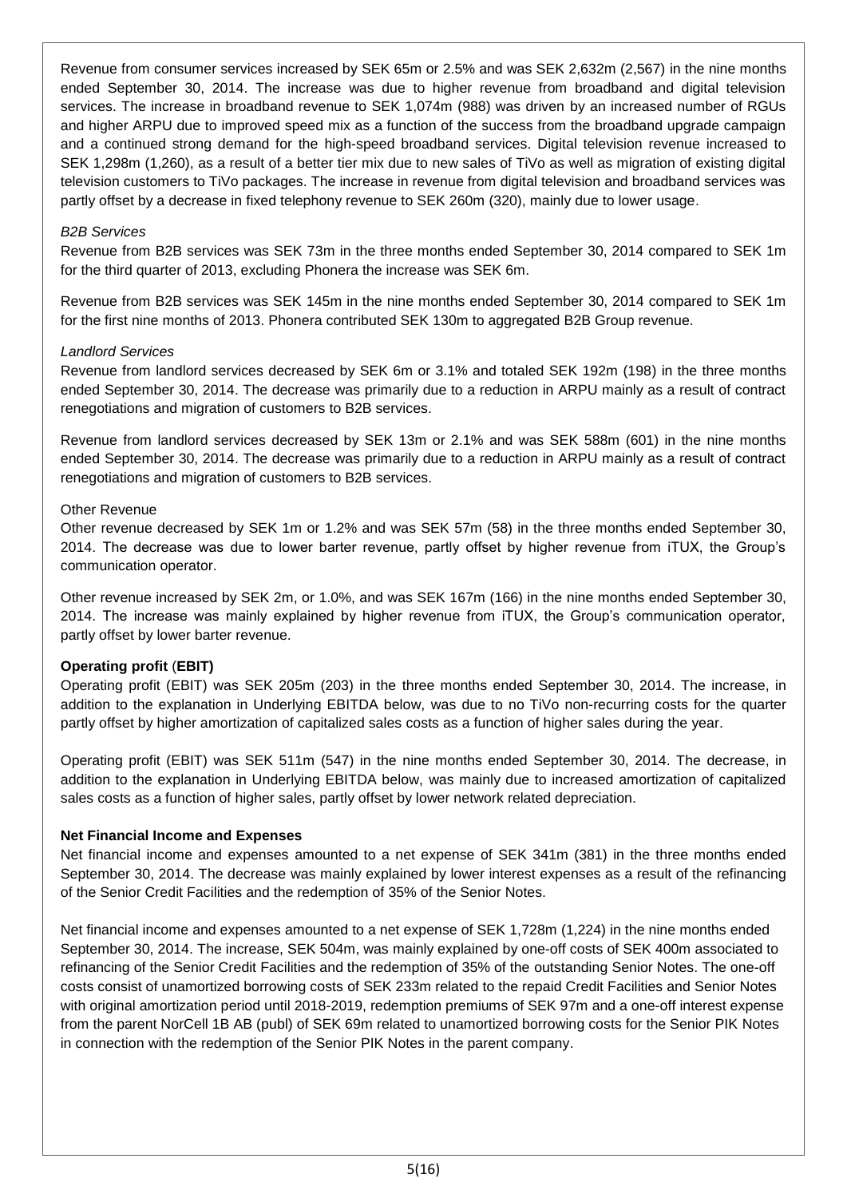Revenue from consumer services increased by SEK 65m or 2.5% and was SEK 2,632m (2,567) in the nine months ended September 30, 2014. The increase was due to higher revenue from broadband and digital television services. The increase in broadband revenue to SEK 1,074m (988) was driven by an increased number of RGUs and higher ARPU due to improved speed mix as a function of the success from the broadband upgrade campaign and a continued strong demand for the high-speed broadband services. Digital television revenue increased to SEK 1,298m (1,260), as a result of a better tier mix due to new sales of TiVo as well as migration of existing digital television customers to TiVo packages. The increase in revenue from digital television and broadband services was partly offset by a decrease in fixed telephony revenue to SEK 260m (320), mainly due to lower usage.

*B2B Services*

Revenue from B2B services was SEK 73m in the three months ended September 30, 2014 compared to SEK 1m for the third quarter of 2013, excluding Phonera the increase was SEK 6m.

Revenue from B2B services was SEK 145m in the nine months ended September 30, 2014 compared to SEK 1m for the first nine months of 2013. Phonera contributed SEK 130m to aggregated B2B Group revenue.

*Landlord Services*

Revenue from landlord services decreased by SEK 6m or 3.1% and totaled SEK 192m (198) in the three months ended September 30, 2014. The decrease was primarily due to a reduction in ARPU mainly as a result of contract renegotiations and migration of customers to B2B services.

Revenue from landlord services decreased by SEK 13m or 2.1% and was SEK 588m (601) in the nine months ended September 30, 2014. The decrease was primarily due to a reduction in ARPU mainly as a result of contract renegotiations and migration of customers to B2B services.

Other Revenue

Other revenue decreased by SEK 1m or 1.2% and was SEK 57m (58) in the three months ended September 30, 2014. The decrease was due to lower barter revenue, partly offset by higher revenue from iTUX, the Group's communication operator.

Other revenue increased by SEK 2m, or 1.0%, and was SEK 167m (166) in the nine months ended September 30, 2014. The increase was mainly explained by higher revenue from iTUX, the Group's communication operator, partly offset by lower barter revenue.

**Operating profit (EBIT)**

Operating profit (EBIT) was SEK 205m (203) in the three months ended September 30, 2014. The increase, in addition to the explanation in Underlying EBITDA below, was due to no TiVo non-recurring costs for the quarter partly offset by higher amortization of capitalized sales costs as a function of higher sales during the year.

Operating profit (EBIT) was SEK 511m (547) in the nine months ended September 30, 2014. The decrease, in addition to the explanation in Underlying EBITDA below, was mainly due to increased amortization of capitalized sales costs as a function of higher sales, partly offset by lower network related depreciation.

**Net Financial Income and Expenses**

Net financial income and expenses amounted to a net expense of SEK 341m (381) in the three months ended September 30, 2014. The decrease was mainly explained by lower interest expenses as a result of the refinancing of the Senior Credit Facilities and the redemption of 35% of the Senior Notes.

Net financial income and expenses amounted to a net expense of SEK 1,728m (1,224) in the nine months ended September 30, 2014. The increase, SEK 504m, was mainly explained by one-off costs of SEK 400m associated to refinancing of the Senior Credit Facilities and the redemption of 35% of the outstanding Senior Notes. The one-off costs consist of unamortized borrowing costs of SEK 233m related to the repaid Credit Facilities and Senior Notes with original amortization period until 2018-2019, redemption premiums of SEK 97m and a one-off interest expense from the parent NorCell 1B AB (publ) of SEK 69m related to unamortized borrowing costs for the Senior PIK Notes in connection with the redemption of the Senior PIK Notes in the parent company.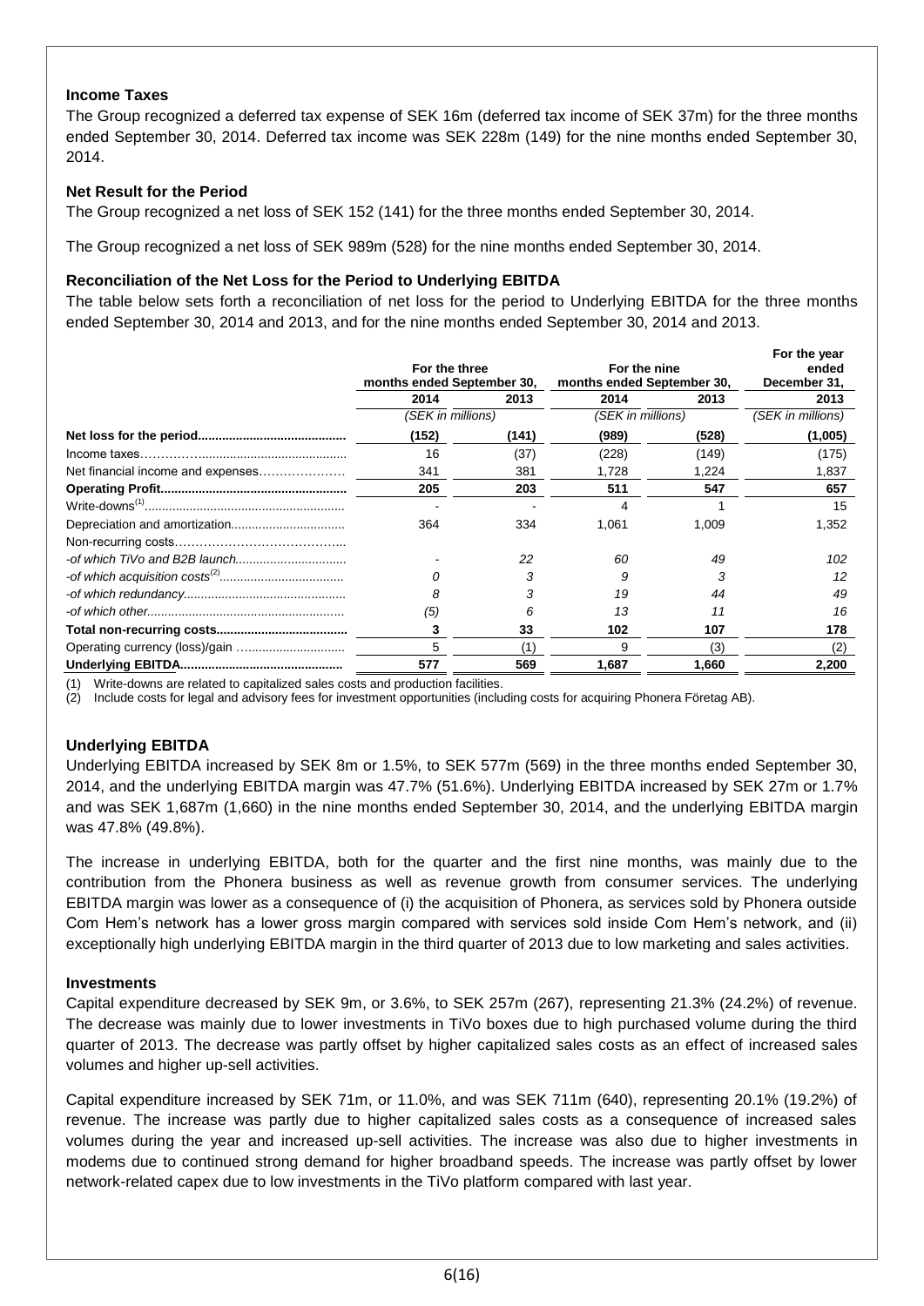### Income Taxes

The Group recognized a deferred tax expense of SEK 16m (deferred tax income of SEK 37m) for the three months ended September 30, 2014. Deferred tax income was SEK 228m (149) for the nine months ended September 30, 2014.

### Net Result for the Period

The Group recognized a net loss of SEK 152 (141) for the three months ended September 30, 2014.

The Group recognized a net loss of SEK 989m (528) for the nine months ended September 30, 2014.

### Reconciliation of the Net Loss for the Period to Underlying EBITDA

The table below sets forth a reconciliation of net loss for the period to Underlying EBITDA for the three months ended September 30, 2014 and 2013, and for the nine months ended September 30, 2014 and 2013.

| | For the three months ended September 30, | | For the nine months ended September 30, | | For the year ended December 31, |
|---|---|---|---|---|---|
| | 2014 | 2013 | 2014 | 2013 | 2013 |
| | (SEK in millions) | | (SEK in millions) | | (SEK in millions) |
| **Net loss for the period** | **(152)** | **(141)** | **(989)** | **(528)** | **(1,005)** |
| Income taxes | 16 | (37) | (228) | (149) | (175) |
| Net financial income and expenses | 341 | 381 | 1,728 | 1,224 | 1,837 |
| **Operating Profit** | **205** | **203** | **511** | **547** | **657** |
| Write-downs[1] | - | - | 4 | 1 | 15 |
| Depreciation and amortization | 364 | 334 | 1,061 | 1,009 | 1,352 |
| Non-recurring costs | | | | | |
| *-of which TiVo and B2B launch* | *-* | *22* | *60* | *49* | *102* |
| *-of which acquisition costs[2]* | *0* | *3* | *9* | *3* | *12* |
| *-of which redundancy* | *8* | *3* | *19* | *44* | *49* |
| *-of which other* | *(5)* | *6* | *13* | *11* | *16* |
| **Total non-recurring costs** | **3** | **33** | **102** | **107** | **178** |
| Operating currency (loss)/gain | 5 | (1) | 9 | (3) | (2) |
| **Underlying EBITDA** | **577** | **569** | **1,687** | **1,660** | **2,200** |

(1) Write-downs are related to capitalized sales costs and production facilities.
(2) Include costs for legal and advisory fees for investment opportunities (including costs for acquiring Phonera Företag AB).

### Underlying EBITDA

Underlying EBITDA increased by SEK 8m or 1.5%, to SEK 577m (569) in the three months ended September 30, 2014, and the underlying EBITDA margin was 47.7% (51.6%). Underlying EBITDA increased by SEK 27m or 1.7% and was SEK 1,687m (1,660) in the nine months ended September 30, 2014, and the underlying EBITDA margin was 47.8% (49.8%).

The increase in underlying EBITDA, both for the quarter and the first nine months, was mainly due to the contribution from the Phonera business as well as revenue growth from consumer services. The underlying EBITDA margin was lower as a consequence of (i) the acquisition of Phonera, as services sold by Phonera outside Com Hem's network has a lower gross margin compared with services sold inside Com Hem's network, and (ii) exceptionally high underlying EBITDA margin in the third quarter of 2013 due to low marketing and sales activities.

### Investments

Capital expenditure decreased by SEK 9m, or 3.6%, to SEK 257m (267), representing 21.3% (24.2%) of revenue. The decrease was mainly due to lower investments in TiVo boxes due to high purchased volume during the third quarter of 2013. The decrease was partly offset by higher capitalized sales costs as an effect of increased sales volumes and higher up-sell activities.

Capital expenditure increased by SEK 71m, or 11.0%, and was SEK 711m (640), representing 20.1% (19.2%) of revenue. The increase was partly due to higher capitalized sales costs as a consequence of increased sales volumes during the year and increased up-sell activities. The increase was also due to higher investments in modems due to continued strong demand for higher broadband speeds. The increase was partly offset by lower network-related capex due to low investments in the TiVo platform compared with last year.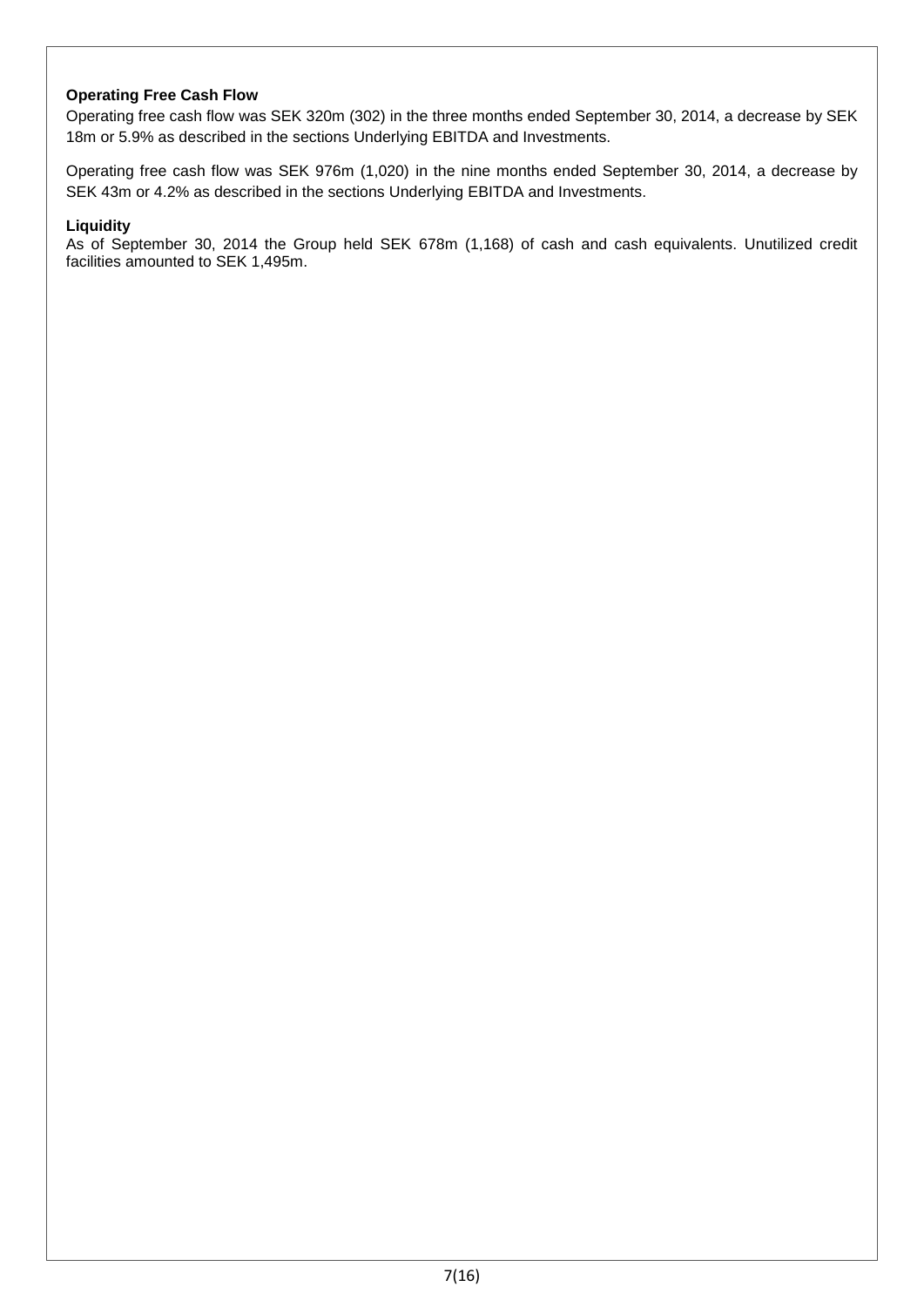**Operating Free Cash Flow**

Operating free cash flow was SEK 320m (302) in the three months ended September 30, 2014, a decrease by SEK 18m or 5.9% as described in the sections Underlying EBITDA and Investments.

Operating free cash flow was SEK 976m (1,020) in the nine months ended September 30, 2014, a decrease by SEK 43m or 4.2% as described in the sections Underlying EBITDA and Investments.

**Liquidity**

As of September 30, 2014 the Group held SEK 678m (1,168) of cash and cash equivalents. Unutilized credit facilities amounted to SEK 1,495m.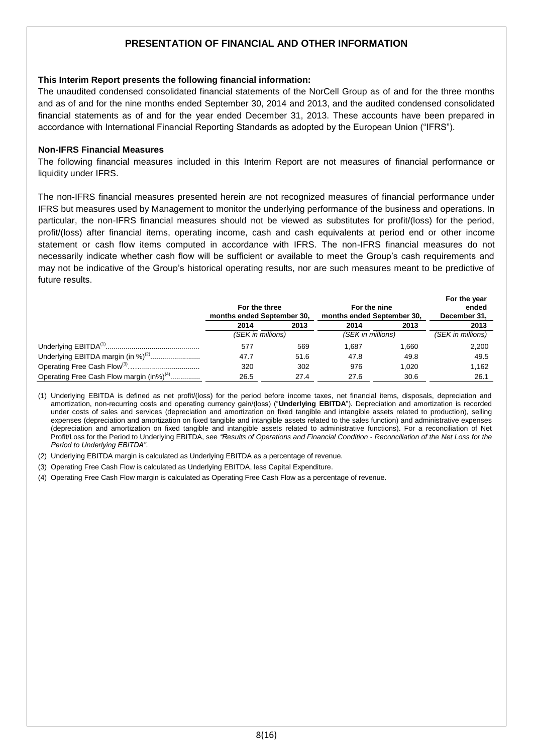## PRESENTATION OF FINANCIAL AND OTHER INFORMATION

**This Interim Report presents the following financial information:**

The unaudited condensed consolidated financial statements of the NorCell Group as of and for the three months and as of and for the nine months ended September 30, 2014 and 2013, and the audited condensed consolidated financial statements as of and for the year ended December 31, 2013. These accounts have been prepared in accordance with International Financial Reporting Standards as adopted by the European Union ("IFRS").

**Non-IFRS Financial Measures**

The following financial measures included in this Interim Report are not measures of financial performance or liquidity under IFRS.

The non-IFRS financial measures presented herein are not recognized measures of financial performance under IFRS but measures used by Management to monitor the underlying performance of the business and operations. In particular, the non-IFRS financial measures should not be viewed as substitutes for profit/(loss) for the period, profit/(loss) after financial items, operating income, cash and cash equivalents at period end or other income statement or cash flow items computed in accordance with IFRS. The non-IFRS financial measures do not necessarily indicate whether cash flow will be sufficient or available to meet the Group's cash requirements and may not be indicative of the Group's historical operating results, nor are such measures meant to be predictive of future results.

| | For the three months ended September 30, | | For the nine months ended September 30, | | For the year ended December 31, |
|---|---|---|---|---|---|
| | 2014 | 2013 | 2014 | 2013 | 2013 |
| | (SEK in millions) | | (SEK in millions) | | (SEK in millions) |
| Underlying EBITDA[(1)] | 577 | 569 | 1,687 | 1,660 | 2,200 |
| Underlying EBITDA margin (in %)[(2)] | 47.7 | 51.6 | 47.8 | 49.8 | 49.5 |
| Operating Free Cash Flow[(3)] | 320 | 302 | 976 | 1,020 | 1,162 |
| Operating Free Cash Flow margin (in%)[(4)] | 26.5 | 27.4 | 27.6 | 30.6 | 26.1 |

(1) Underlying EBITDA is defined as net profit/(loss) for the period before income taxes, net financial items, disposals, depreciation and amortization, non-recurring costs and operating currency gain/(loss) ("**Underlying EBITDA**"). Depreciation and amortization is recorded under costs of sales and services (depreciation and amortization on fixed tangible and intangible assets related to production), selling expenses (depreciation and amortization on fixed tangible and intangible assets related to the sales function) and administrative expenses (depreciation and amortization on fixed tangible and intangible assets related to administrative functions). For a reconciliation of Net Profit/Loss for the Period to Underlying EBITDA, see *"Results of Operations and Financial Condition - Reconciliation of the Net Loss for the Period to Underlying EBITDA"*.

(2) Underlying EBITDA margin is calculated as Underlying EBITDA as a percentage of revenue.

(3) Operating Free Cash Flow is calculated as Underlying EBITDA, less Capital Expenditure.

(4) Operating Free Cash Flow margin is calculated as Operating Free Cash Flow as a percentage of revenue.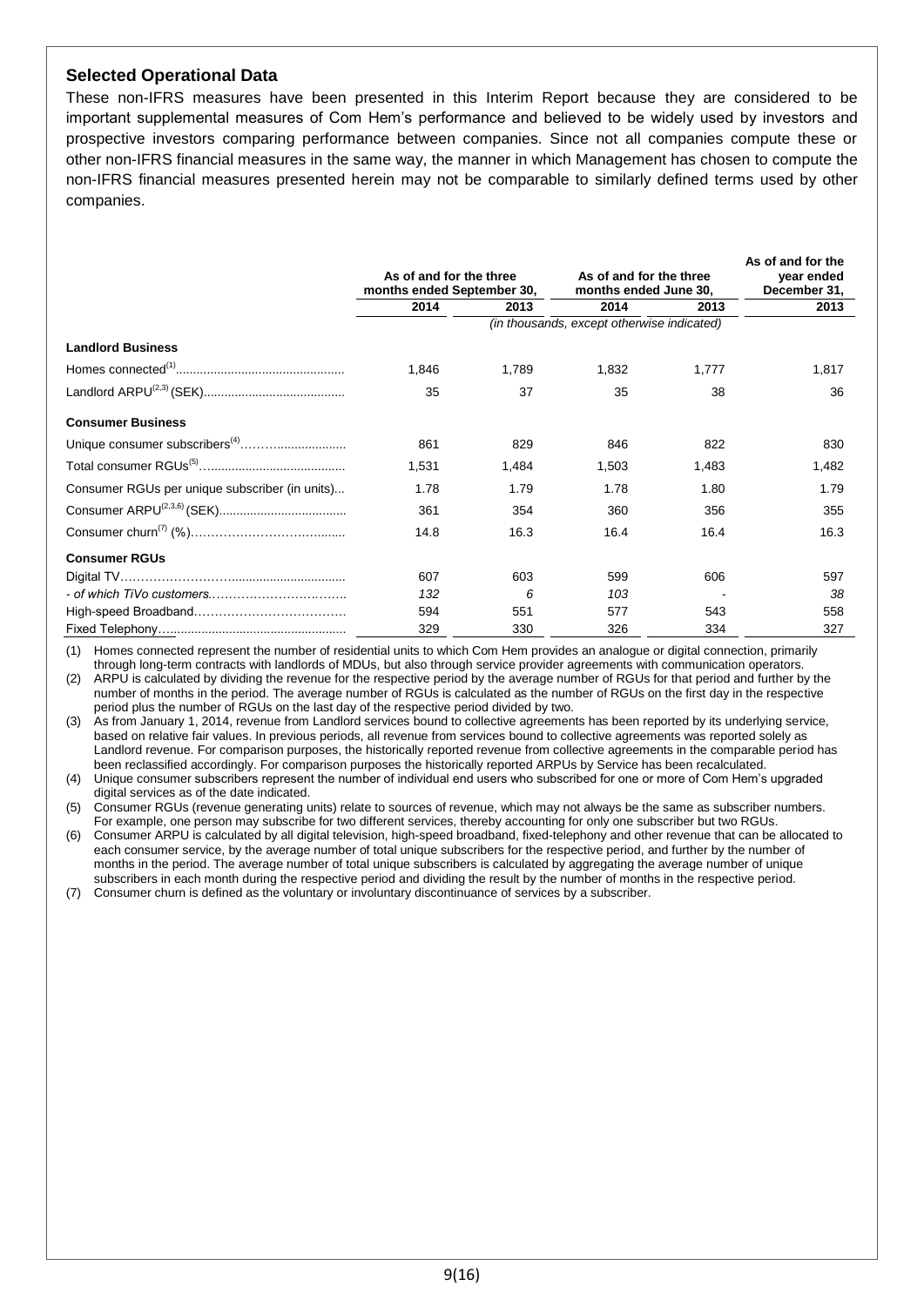## Selected Operational Data

These non-IFRS measures have been presented in this Interim Report because they are considered to be important supplemental measures of Com Hem's performance and believed to be widely used by investors and prospective investors comparing performance between companies. Since not all companies compute these or other non-IFRS financial measures in the same way, the manner in which Management has chosen to compute the non-IFRS financial measures presented herein may not be comparable to similarly defined terms used by other companies.

| | As of and for the three months ended September 30, | | As of and for the three months ended June 30, | | As of and for the year ended December 31, |
|---|---|---|---|---|---|
| | 2014 | 2013 | 2014 | 2013 | 2013 |
| | *(in thousands, except otherwise indicated)* | | | | |
| **Landlord Business** | | | | | |
| Homes connected[1] | 1,846 | 1,789 | 1,832 | 1,777 | 1,817 |
| Landlord ARPU[2,3] (SEK) | 35 | 37 | 35 | 38 | 36 |
| **Consumer Business** | | | | | |
| Unique consumer subscribers[4] | 861 | 829 | 846 | 822 | 830 |
| Total consumer RGUs[5] | 1,531 | 1,484 | 1,503 | 1,483 | 1,482 |
| Consumer RGUs per unique subscriber (in units) | 1.78 | 1.79 | 1.78 | 1.80 | 1.79 |
| Consumer ARPU[2,3,6] (SEK) | 361 | 354 | 360 | 356 | 355 |
| Consumer churn[7] (%) | 14.8 | 16.3 | 16.4 | 16.4 | 16.3 |
| **Consumer RGUs** | | | | | |
| Digital TV | 607 | 603 | 599 | 606 | 597 |
| *- of which TiVo customers* | *132* | *6* | *103* | - | *38* |
| High-speed Broadband | 594 | 551 | 577 | 543 | 558 |
| Fixed Telephony | 329 | 330 | 326 | 334 | 327 |

(1) Homes connected represent the number of residential units to which Com Hem provides an analogue or digital connection, primarily through long-term contracts with landlords of MDUs, but also through service provider agreements with communication operators.

(2) ARPU is calculated by dividing the revenue for the respective period by the average number of RGUs for that period and further by the number of months in the period. The average number of RGUs is calculated as the number of RGUs on the first day in the respective period plus the number of RGUs on the last day of the respective period divided by two.

(3) As from January 1, 2014, revenue from Landlord services bound to collective agreements has been reported by its underlying service, based on relative fair values. In previous periods, all revenue from services bound to collective agreements was reported solely as Landlord revenue. For comparison purposes, the historically reported revenue from collective agreements in the comparable period has been reclassified accordingly. For comparison purposes the historically reported ARPUs by Service has been recalculated.

(4) Unique consumer subscribers represent the number of individual end users who subscribed for one or more of Com Hem's upgraded digital services as of the date indicated.

(5) Consumer RGUs (revenue generating units) relate to sources of revenue, which may not always be the same as subscriber numbers. For example, one person may subscribe for two different services, thereby accounting for only one subscriber but two RGUs.

(6) Consumer ARPU is calculated by all digital television, high-speed broadband, fixed-telephony and other revenue that can be allocated to each consumer service, by the average number of total unique subscribers for the respective period, and further by the number of months in the period. The average number of total unique subscribers is calculated by aggregating the average number of unique subscribers in each month during the respective period and dividing the result by the number of months in the respective period.

(7) Consumer churn is defined as the voluntary or involuntary discontinuance of services by a subscriber.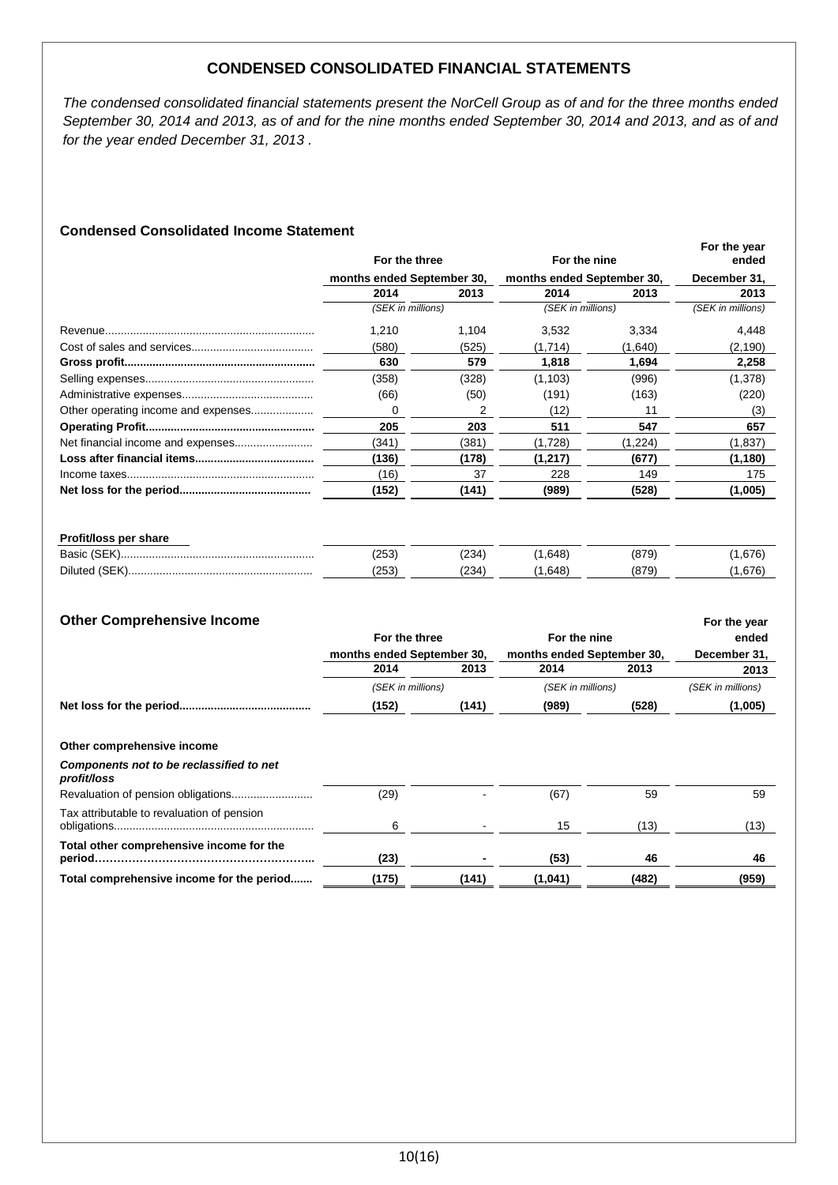## CONDENSED CONSOLIDATED FINANCIAL STATEMENTS

*The condensed consolidated financial statements present the NorCell Group as of and for the three months ended September 30, 2014 and 2013, as of and for the nine months ended September 30, 2014 and 2013, and as of and for the year ended December 31, 2013 .*

### Condensed Consolidated Income Statement

| | For the three months ended September 30, | | For the nine months ended September 30, | | For the year ended December 31, |
|---|---|---|---|---|---|
| | 2014 | 2013 | 2014 | 2013 | 2013 |
| | *(SEK in millions)* | | *(SEK in millions)* | | *(SEK in millions)* |
| Revenue | 1,210 | 1,104 | 3,532 | 3,334 | 4,448 |
| Cost of sales and services | (580) | (525) | (1,714) | (1,640) | (2,190) |
| **Gross profit** | **630** | **579** | **1,818** | **1,694** | **2,258** |
| Selling expenses | (358) | (328) | (1,103) | (996) | (1,378) |
| Administrative expenses | (66) | (50) | (191) | (163) | (220) |
| Other operating income and expenses | 0 | 2 | (12) | 11 | (3) |
| **Operating Profit** | **205** | **203** | **511** | **547** | **657** |
| Net financial income and expenses | (341) | (381) | (1,728) | (1,224) | (1,837) |
| **Loss after financial items** | **(136)** | **(178)** | **(1,217)** | **(677)** | **(1,180)** |
| Income taxes | (16) | 37 | 228 | 149 | 175 |
| **Net loss for the period** | **(152)** | **(141)** | **(989)** | **(528)** | **(1,005)** |
| **Profit/loss per share** | | | | | |
| Basic (SEK) | (253) | (234) | (1,648) | (879) | (1,676) |
| Diluted (SEK) | (253) | (234) | (1,648) | (879) | (1,676) |

### Other Comprehensive Income

| | For the three months ended September 30, | | For the nine months ended September 30, | | For the year ended December 31, |
|---|---|---|---|---|---|
| | 2014 | 2013 | 2014 | 2013 | 2013 |
| | *(SEK in millions)* | | *(SEK in millions)* | | *(SEK in millions)* |
| **Net loss for the period** | **(152)** | **(141)** | **(989)** | **(528)** | **(1,005)** |
| **Other comprehensive income** | | | | | |
| ***Components not to be reclassified to net profit/loss*** | | | | | |
| Revaluation of pension obligations | (29) | - | (67) | 59 | 59 |
| Tax attributable to revaluation of pension obligations | 6 | - | 15 | (13) | (13) |
| **Total other comprehensive income for the period** | **(23)** | **-** | **(53)** | **46** | **46** |
| **Total comprehensive income for the period** | **(175)** | **(141)** | **(1,041)** | **(482)** | **(959)** |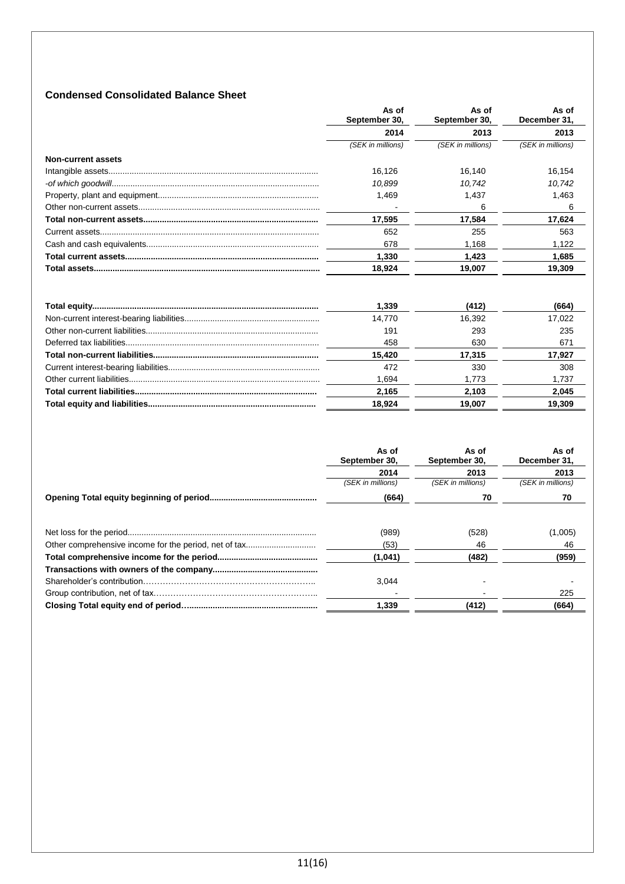## Condensed Consolidated Balance Sheet

| | As of September 30, 2014 | As of September 30, 2013 | As of December 31, 2013 |
|---|---|---|---|
| | (SEK in millions) | (SEK in millions) | (SEK in millions) |
| **Non-current assets** | | | |
| Intangible assets | 16,126 | 16,140 | 16,154 |
| *-of which goodwill* | *10,899* | *10,742* | *10,742* |
| Property, plant and equipment | 1,469 | 1,437 | 1,463 |
| Other non-current assets | - | 6 | 6 |
| **Total non-current assets** | **17,595** | **17,584** | **17,624** |
| Current assets | 652 | 255 | 563 |
| Cash and cash equivalents | 678 | 1,168 | 1,122 |
| **Total current assets** | **1,330** | **1,423** | **1,685** |
| **Total assets** | **18,924** | **19,007** | **19,309** |
| | | | |
| **Total equity** | **1,339** | **(412)** | **(664)** |
| Non-current interest-bearing liabilities | 14,770 | 16,392 | 17,022 |
| Other non-current liabilities | 191 | 293 | 235 |
| Deferred tax liabilities | 458 | 630 | 671 |
| **Total non-current liabilities** | **15,420** | **17,315** | **17,927** |
| Current interest-bearing liabilities | 472 | 330 | 308 |
| Other current liabilities | 1,694 | 1,773 | 1,737 |
| **Total current liabilities** | **2,165** | **2,103** | **2,045** |
| **Total equity and liabilities** | **18,924** | **19,007** | **19,309** |

| | As of September 30, 2014 | As of September 30, 2013 | As of December 31, 2013 |
|---|---|---|---|
| | (SEK in millions) | (SEK in millions) | (SEK in millions) |
| **Opening Total equity beginning of period** | **(664)** | **70** | **70** |
| | | | |
| Net loss for the period | (989) | (528) | (1,005) |
| Other comprehensive income for the period, net of tax | (53) | 46 | 46 |
| **Total comprehensive income for the period** | **(1,041)** | **(482)** | **(959)** |
| **Transactions with owners of the company** | | | |
| Shareholder's contribution | 3,044 | - | - |
| Group contribution, net of tax | - | - | 225 |
| **Closing Total equity end of period** | **1,339** | **(412)** | **(664)** |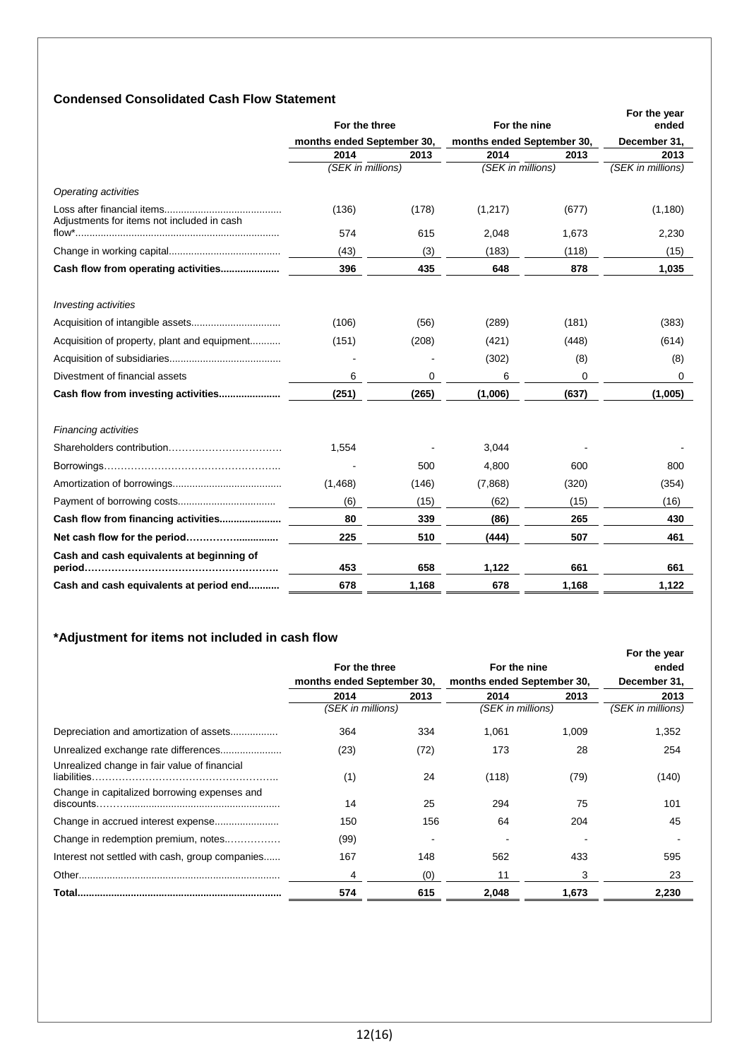## Condensed Consolidated Cash Flow Statement

| | For the three months ended September 30, | | For the nine months ended September 30, | | For the year ended December 31, |
|---|---|---|---|---|---|
| | 2014 | 2013 | 2014 | 2013 | 2013 |
| | *(SEK in millions)* | | *(SEK in millions)* | | *(SEK in millions)* |
| *Operating activities* | | | | | |
| Loss after financial items | (136) | (178) | (1,217) | (677) | (1,180) |
| Adjustments for items not included in cash flow* | 574 | 615 | 2,048 | 1,673 | 2,230 |
| Change in working capital | (43) | (3) | (183) | (118) | (15) |
| **Cash flow from operating activities** | **396** | **435** | **648** | **878** | **1,035** |
| *Investing activities* | | | | | |
| Acquisition of intangible assets | (106) | (56) | (289) | (181) | (383) |
| Acquisition of property, plant and equipment | (151) | (208) | (421) | (448) | (614) |
| Acquisition of subsidiaries | - | - | (302) | (8) | (8) |
| Divestment of financial assets | 6 | 0 | 6 | 0 | 0 |
| **Cash flow from investing activities** | **(251)** | **(265)** | **(1,006)** | **(637)** | **(1,005)** |
| *Financing activities* | | | | | |
| Shareholders contribution | 1,554 | - | 3,044 | - | - |
| Borrowings | - | 500 | 4,800 | 600 | 800 |
| Amortization of borrowings | (1,468) | (146) | (7,868) | (320) | (354) |
| Payment of borrowing costs | (6) | (15) | (62) | (15) | (16) |
| **Cash flow from financing activities** | **80** | **339** | **(86)** | **265** | **430** |
| **Net cash flow for the period** | **225** | **510** | **(444)** | **507** | **461** |
| **Cash and cash equivalents at beginning of period** | **453** | **658** | **1,122** | **661** | **661** |
| **Cash and cash equivalents at period end** | **678** | **1,168** | **678** | **1,168** | **1,122** |

## *Adjustment for items not included in cash flow

| | For the three months ended September 30, | | For the nine months ended September 30, | | For the year ended December 31, |
|---|---|---|---|---|---|
| | 2014 | 2013 | 2014 | 2013 | 2013 |
| | *(SEK in millions)* | | *(SEK in millions)* | | *(SEK in millions)* |
| Depreciation and amortization of assets | 364 | 334 | 1,061 | 1,009 | 1,352 |
| Unrealized exchange rate differences | (23) | (72) | 173 | 28 | 254 |
| Unrealized change in fair value of financial liabilities | (1) | 24 | (118) | (79) | (140) |
| Change in capitalized borrowing expenses and discounts | 14 | 25 | 294 | 75 | 101 |
| Change in accrued interest expense | 150 | 156 | 64 | 204 | 45 |
| Change in redemption premium, notes | (99) | - | - | - | - |
| Interest not settled with cash, group companies | 167 | 148 | 562 | 433 | 595 |
| Other | 4 | (0) | 11 | 3 | 23 |
| **Total** | **574** | **615** | **2,048** | **1,673** | **2,230** |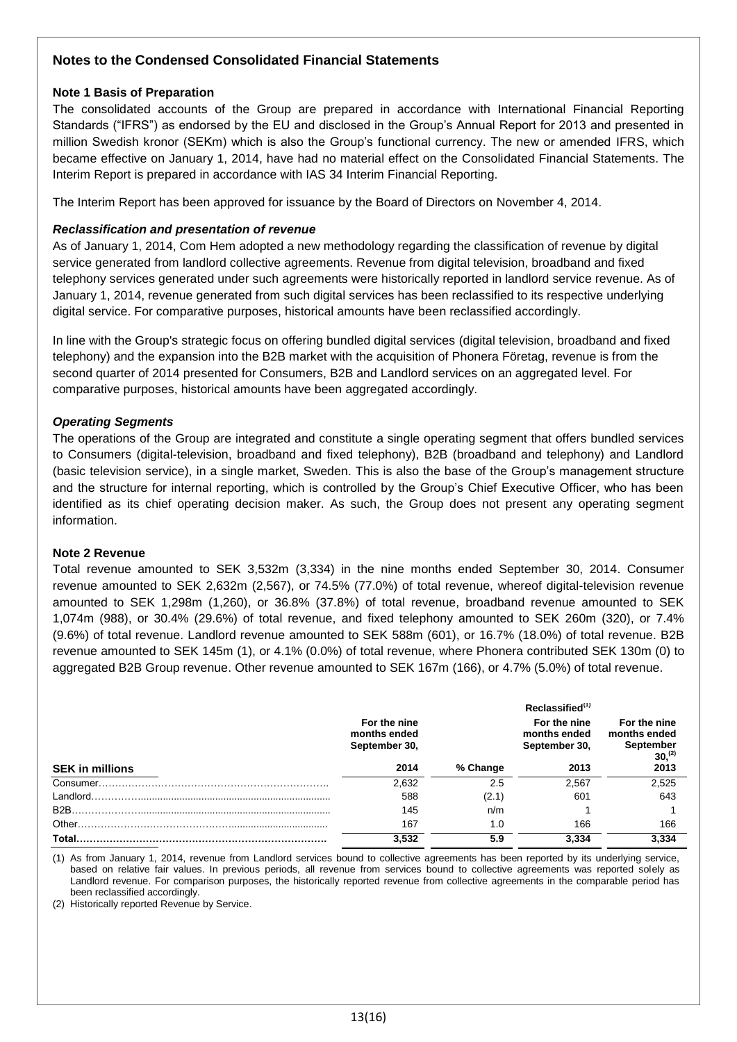## Notes to the Condensed Consolidated Financial Statements

### Note 1 Basis of Preparation

The consolidated accounts of the Group are prepared in accordance with International Financial Reporting Standards ("IFRS") as endorsed by the EU and disclosed in the Group's Annual Report for 2013 and presented in million Swedish kronor (SEKm) which is also the Group's functional currency. The new or amended IFRS, which became effective on January 1, 2014, have had no material effect on the Consolidated Financial Statements. The Interim Report is prepared in accordance with IAS 34 Interim Financial Reporting.

The Interim Report has been approved for issuance by the Board of Directors on November 4, 2014.

#### *Reclassification and presentation of revenue*

As of January 1, 2014, Com Hem adopted a new methodology regarding the classification of revenue by digital service generated from landlord collective agreements. Revenue from digital television, broadband and fixed telephony services generated under such agreements were historically reported in landlord service revenue. As of January 1, 2014, revenue generated from such digital services has been reclassified to its respective underlying digital service. For comparative purposes, historical amounts have been reclassified accordingly.

In line with the Group's strategic focus on offering bundled digital services (digital television, broadband and fixed telephony) and the expansion into the B2B market with the acquisition of Phonera Företag, revenue is from the second quarter of 2014 presented for Consumers, B2B and Landlord services on an aggregated level. For comparative purposes, historical amounts have been aggregated accordingly.

#### *Operating Segments*

The operations of the Group are integrated and constitute a single operating segment that offers bundled services to Consumers (digital-television, broadband and fixed telephony), B2B (broadband and telephony) and Landlord (basic television service), in a single market, Sweden. This is also the base of the Group's management structure and the structure for internal reporting, which is controlled by the Group's Chief Executive Officer, who has been identified as its chief operating decision maker. As such, the Group does not present any operating segment information.

### Note 2 Revenue

Total revenue amounted to SEK 3,532m (3,334) in the nine months ended September 30, 2014. Consumer revenue amounted to SEK 2,632m (2,567), or 74.5% (77.0%) of total revenue, whereof digital-television revenue amounted to SEK 1,298m (1,260), or 36.8% (37.8%) of total revenue, broadband revenue amounted to SEK 1,074m (988), or 30.4% (29.6%) of total revenue, and fixed telephony amounted to SEK 260m (320), or 7.4% (9.6%) of total revenue. Landlord revenue amounted to SEK 588m (601), or 16.7% (18.0%) of total revenue. B2B revenue amounted to SEK 145m (1), or 4.1% (0.0%) of total revenue, where Phonera contributed SEK 130m (0) to aggregated B2B Group revenue. Other revenue amounted to SEK 167m (166), or 4.7% (5.0%) of total revenue.

| | | | Reclassified[1] | |
|---|---|---|---|---|
| | For the nine months ended September 30, | | For the nine months ended September 30, | For the nine months ended September 30,[2] |
| **SEK in millions** | **2014** | **% Change** | **2013** | **2013** |
| Consumer | 2,632 | 2.5 | 2,567 | 2,525 |
| Landlord | 588 | (2.1) | 601 | 643 |
| B2B | 145 | n/m | 1 | 1 |
| Other | 167 | 1.0 | 166 | 166 |
| **Total** | **3,532** | **5.9** | **3,334** | **3,334** |

(1) As from January 1, 2014, revenue from Landlord services bound to collective agreements has been reported by its underlying service, based on relative fair values. In previous periods, all revenue from services bound to collective agreements was reported solely as Landlord revenue. For comparison purposes, the historically reported revenue from collective agreements in the comparable period has been reclassified accordingly.

(2) Historically reported Revenue by Service.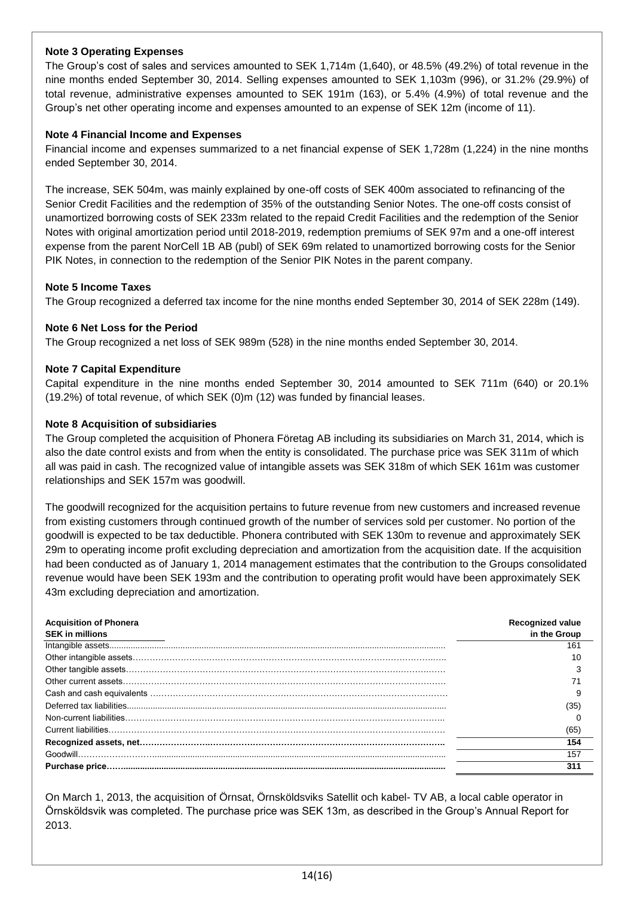**Note 3 Operating Expenses**

The Group's cost of sales and services amounted to SEK 1,714m (1,640), or 48.5% (49.2%) of total revenue in the nine months ended September 30, 2014. Selling expenses amounted to SEK 1,103m (996), or 31.2% (29.9%) of total revenue, administrative expenses amounted to SEK 191m (163), or 5.4% (4.9%) of total revenue and the Group's net other operating income and expenses amounted to an expense of SEK 12m (income of 11).

**Note 4 Financial Income and Expenses**

Financial income and expenses summarized to a net financial expense of SEK 1,728m (1,224) in the nine months ended September 30, 2014.

The increase, SEK 504m, was mainly explained by one-off costs of SEK 400m associated to refinancing of the Senior Credit Facilities and the redemption of 35% of the outstanding Senior Notes. The one-off costs consist of unamortized borrowing costs of SEK 233m related to the repaid Credit Facilities and the redemption of the Senior Notes with original amortization period until 2018-2019, redemption premiums of SEK 97m and a one-off interest expense from the parent NorCell 1B AB (publ) of SEK 69m related to unamortized borrowing costs for the Senior PIK Notes, in connection to the redemption of the Senior PIK Notes in the parent company.

**Note 5 Income Taxes**

The Group recognized a deferred tax income for the nine months ended September 30, 2014 of SEK 228m (149).

**Note 6 Net Loss for the Period**

The Group recognized a net loss of SEK 989m (528) in the nine months ended September 30, 2014.

**Note 7 Capital Expenditure**

Capital expenditure in the nine months ended September 30, 2014 amounted to SEK 711m (640) or 20.1% (19.2%) of total revenue, of which SEK (0)m (12) was funded by financial leases.

**Note 8 Acquisition of subsidiaries**

The Group completed the acquisition of Phonera Företag AB including its subsidiaries on March 31, 2014, which is also the date control exists and from when the entity is consolidated. The purchase price was SEK 311m of which all was paid in cash. The recognized value of intangible assets was SEK 318m of which SEK 161m was customer relationships and SEK 157m was goodwill.

The goodwill recognized for the acquisition pertains to future revenue from new customers and increased revenue from existing customers through continued growth of the number of services sold per customer. No portion of the goodwill is expected to be tax deductible. Phonera contributed with SEK 130m to revenue and approximately SEK 29m to operating income profit excluding depreciation and amortization from the acquisition date. If the acquisition had been conducted as of January 1, 2014 management estimates that the contribution to the Groups consolidated revenue would have been SEK 193m and the contribution to operating profit would have been approximately SEK 43m excluding depreciation and amortization.

| **Acquisition of Phonera**<br>**SEK in millions** | **Recognized value in the Group** |
|---|---|
| Intangible assets | 161 |
| Other intangible assets | 10 |
| Other tangible assets | 3 |
| Other current assets | 71 |
| Cash and cash equivalents | 9 |
| Deferred tax liabilities | (35) |
| Non-current liabilities | 0 |
| Current liabilities | (65) |
| **Recognized assets, net** | **154** |
| Goodwill | 157 |
| **Purchase price** | **311** |

On March 1, 2013, the acquisition of Örnsat, Örnsköldsviks Satellit och kabel- TV AB, a local cable operator in Örnsköldsvik was completed. The purchase price was SEK 13m, as described in the Group's Annual Report for 2013.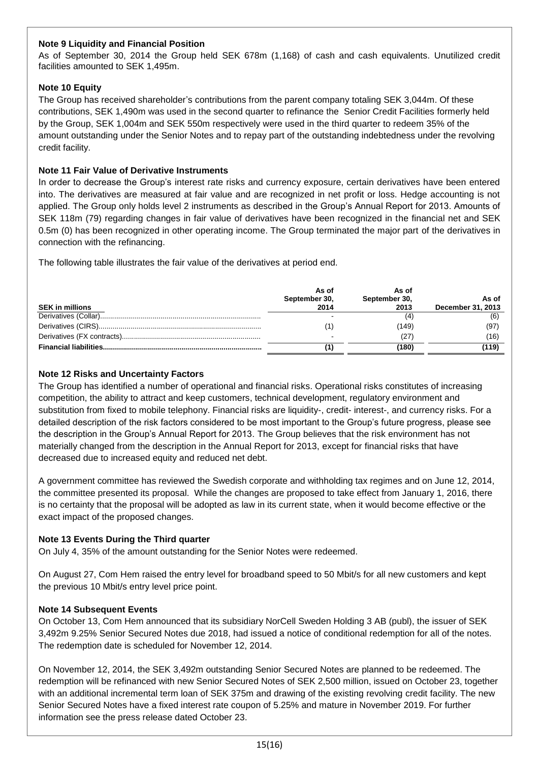**Note 9 Liquidity and Financial Position**

As of September 30, 2014 the Group held SEK 678m (1,168) of cash and cash equivalents. Unutilized credit facilities amounted to SEK 1,495m.

**Note 10 Equity**

The Group has received shareholder's contributions from the parent company totaling SEK 3,044m. Of these contributions, SEK 1,490m was used in the second quarter to refinance the Senior Credit Facilities formerly held by the Group, SEK 1,004m and SEK 550m respectively were used in the third quarter to redeem 35% of the amount outstanding under the Senior Notes and to repay part of the outstanding indebtedness under the revolving credit facility.

**Note 11 Fair Value of Derivative Instruments**

In order to decrease the Group's interest rate risks and currency exposure, certain derivatives have been entered into. The derivatives are measured at fair value and are recognized in net profit or loss. Hedge accounting is not applied. The Group only holds level 2 instruments as described in the Group's Annual Report for 2013. Amounts of SEK 118m (79) regarding changes in fair value of derivatives have been recognized in the financial net and SEK 0.5m (0) has been recognized in other operating income. The Group terminated the major part of the derivatives in connection with the refinancing.

The following table illustrates the fair value of the derivatives at period end.

| SEK in millions | As of September 30, 2014 | As of September 30, 2013 | As of December 31, 2013 |
|---|---|---|---|
| Derivatives (Collar) | - | (4) | (6) |
| Derivatives (CIRS) | (1) | (149) | (97) |
| Derivatives (FX contracts) | - | (27) | (16) |
| **Financial liabilities** | **(1)** | **(180)** | **(119)** |

**Note 12 Risks and Uncertainty Factors**

The Group has identified a number of operational and financial risks. Operational risks constitutes of increasing competition, the ability to attract and keep customers, technical development, regulatory environment and substitution from fixed to mobile telephony. Financial risks are liquidity-, credit- interest-, and currency risks. For a detailed description of the risk factors considered to be most important to the Group's future progress, please see the description in the Group's Annual Report for 2013. The Group believes that the risk environment has not materially changed from the description in the Annual Report for 2013, except for financial risks that have decreased due to increased equity and reduced net debt.

A government committee has reviewed the Swedish corporate and withholding tax regimes and on June 12, 2014, the committee presented its proposal. While the changes are proposed to take effect from January 1, 2016, there is no certainty that the proposal will be adopted as law in its current state, when it would become effective or the exact impact of the proposed changes.

**Note 13 Events During the Third quarter**

On July 4, 35% of the amount outstanding for the Senior Notes were redeemed.

On August 27, Com Hem raised the entry level for broadband speed to 50 Mbit/s for all new customers and kept the previous 10 Mbit/s entry level price point.

**Note 14 Subsequent Events**

On October 13, Com Hem announced that its subsidiary NorCell Sweden Holding 3 AB (publ), the issuer of SEK 3,492m 9.25% Senior Secured Notes due 2018, had issued a notice of conditional redemption for all of the notes. The redemption date is scheduled for November 12, 2014.

On November 12, 2014, the SEK 3,492m outstanding Senior Secured Notes are planned to be redeemed. The redemption will be refinanced with new Senior Secured Notes of SEK 2,500 million, issued on October 23, together with an additional incremental term loan of SEK 375m and drawing of the existing revolving credit facility. The new Senior Secured Notes have a fixed interest rate coupon of 5.25% and mature in November 2019. For further information see the press release dated October 23.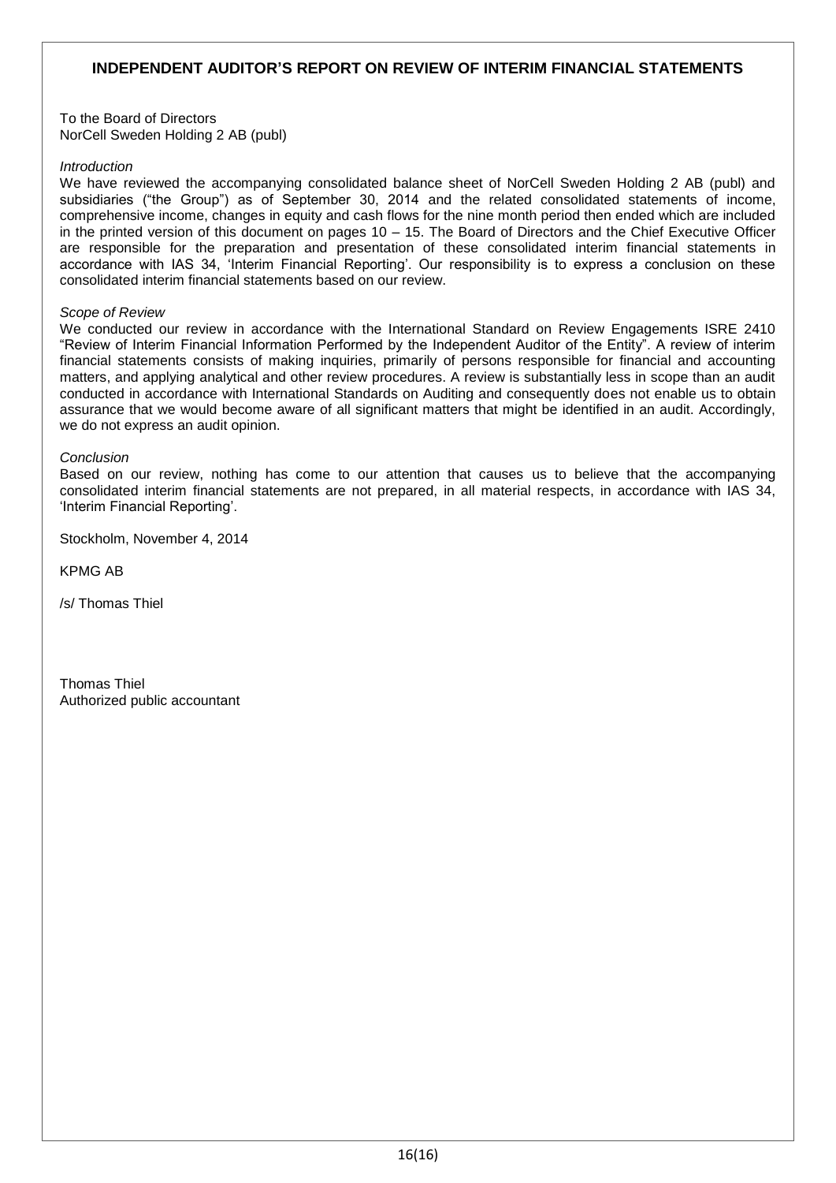## INDEPENDENT AUDITOR'S REPORT ON REVIEW OF INTERIM FINANCIAL STATEMENTS

To the Board of Directors
NorCell Sweden Holding 2 AB (publ)

*Introduction*

We have reviewed the accompanying consolidated balance sheet of NorCell Sweden Holding 2 AB (publ) and subsidiaries ("the Group") as of September 30, 2014 and the related consolidated statements of income, comprehensive income, changes in equity and cash flows for the nine month period then ended which are included in the printed version of this document on pages 10 – 15. The Board of Directors and the Chief Executive Officer are responsible for the preparation and presentation of these consolidated interim financial statements in accordance with IAS 34, 'Interim Financial Reporting'. Our responsibility is to express a conclusion on these consolidated interim financial statements based on our review.

*Scope of Review*

We conducted our review in accordance with the International Standard on Review Engagements ISRE 2410 "Review of Interim Financial Information Performed by the Independent Auditor of the Entity". A review of interim financial statements consists of making inquiries, primarily of persons responsible for financial and accounting matters, and applying analytical and other review procedures. A review is substantially less in scope than an audit conducted in accordance with International Standards on Auditing and consequently does not enable us to obtain assurance that we would become aware of all significant matters that might be identified in an audit. Accordingly, we do not express an audit opinion.

*Conclusion*

Based on our review, nothing has come to our attention that causes us to believe that the accompanying consolidated interim financial statements are not prepared, in all material respects, in accordance with IAS 34, 'Interim Financial Reporting'.

Stockholm, November 4, 2014

KPMG AB

/s/ Thomas Thiel

Thomas Thiel
Authorized public accountant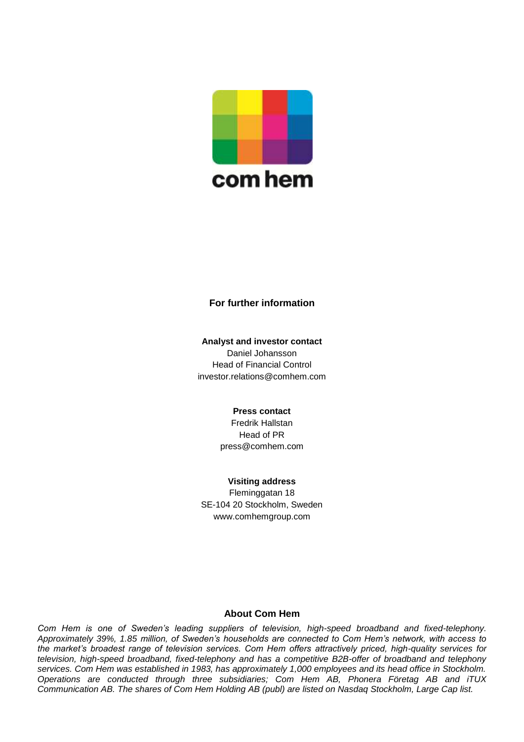com hem

**For further information**

**Analyst and investor contact**
Daniel Johansson
Head of Financial Control
investor.relations@comhem.com

**Press contact**
Fredrik Hallstan
Head of PR
press@comhem.com

**Visiting address**
Fleminggatan 18
SE-104 20 Stockholm, Sweden
www.comhemgroup.com

**About Com Hem**

*Com Hem is one of Sweden's leading suppliers of television, high-speed broadband and fixed-telephony. Approximately 39%, 1.85 million, of Sweden's households are connected to Com Hem's network, with access to the market's broadest range of television services. Com Hem offers attractively priced, high-quality services for television, high-speed broadband, fixed-telephony and has a competitive B2B-offer of broadband and telephony services. Com Hem was established in 1983, has approximately 1,000 employees and its head office in Stockholm. Operations are conducted through three subsidiaries; Com Hem AB, Phonera Företag AB and iTUX Communication AB. The shares of Com Hem Holding AB (publ) are listed on Nasdaq Stockholm, Large Cap list.*